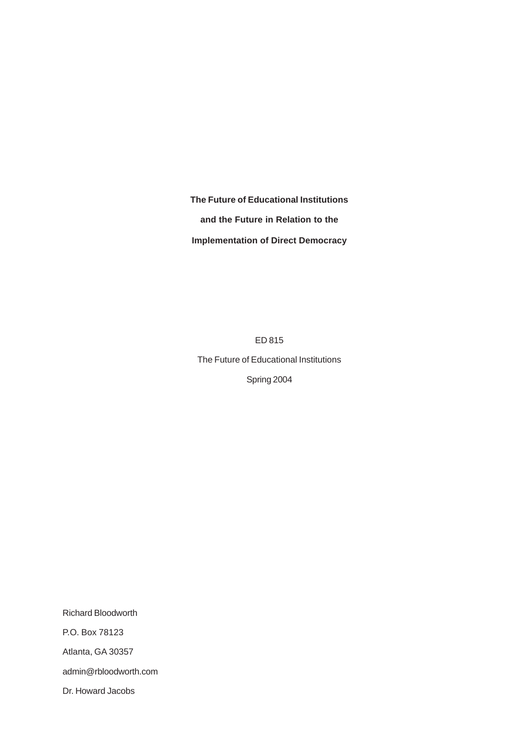# The Future of Educational Institutions and the Future in Relation to the Implementation of Direct Democracy

ED 815

The Future of Educational Institutions

Spring 2004

Richard Bloodworth

P.O. Box 78123

Atlanta, GA 30357

admin@rbloodworth.com

Dr. Howard Jacobs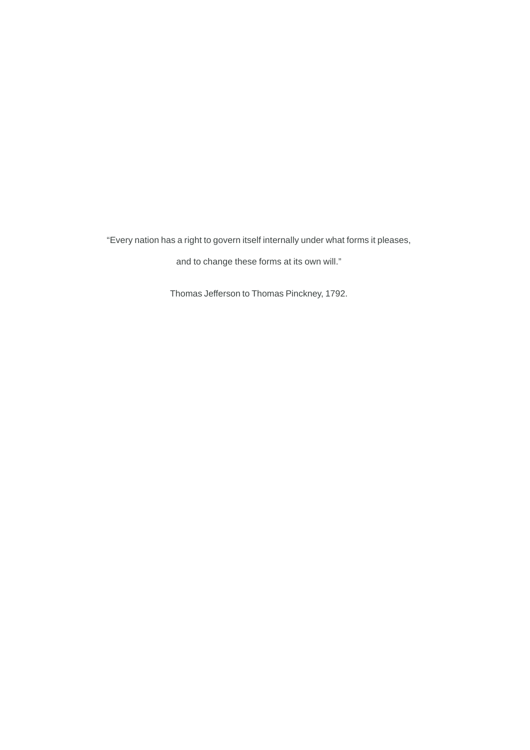“Every nation has a right to govern itself internally under what forms it pleases,

and to change these forms at its own will.”

Thomas Jefferson to Thomas Pinckney, 1792.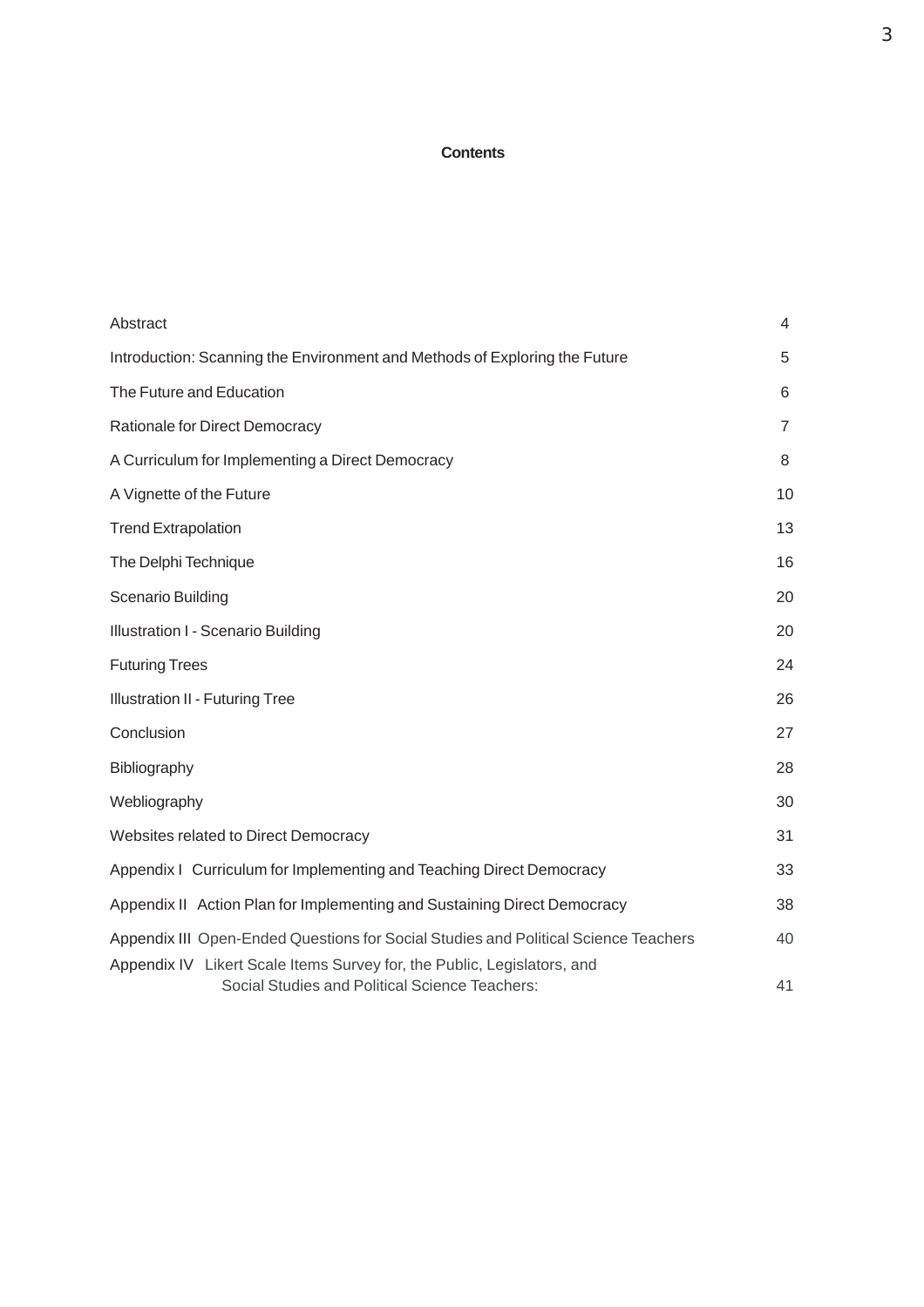**Contents**

| | |
|---|---|
| Abstract | 4 |
| Introduction: Scanning the Environment and Methods of Exploring the Future | 5 |
| The Future and Education | 6 |
| Rationale for Direct Democracy | 7 |
| A Curriculum for Implementing a Direct Democracy | 8 |
| A Vignette of the Future | 10 |
| Trend Extrapolation | 13 |
| The Delphi Technique | 16 |
| Scenario Building | 20 |
| Illustration I - Scenario Building | 20 |
| Futuring Trees | 24 |
| Illustration II - Futuring Tree | 26 |
| Conclusion | 27 |
| Bibliography | 28 |
| Webliography | 30 |
| Websites related to Direct Democracy | 31 |
| Appendix I Curriculum for Implementing and Teaching Direct Democracy | 33 |
| Appendix II Action Plan for Implementing and Sustaining Direct Democracy | 38 |
| Appendix III Open-Ended Questions for Social Studies and Political Science Teachers | 40 |
| Appendix IV Likert Scale Items Survey for, the Public, Legislators, and Social Studies and Political Science Teachers: | 41 |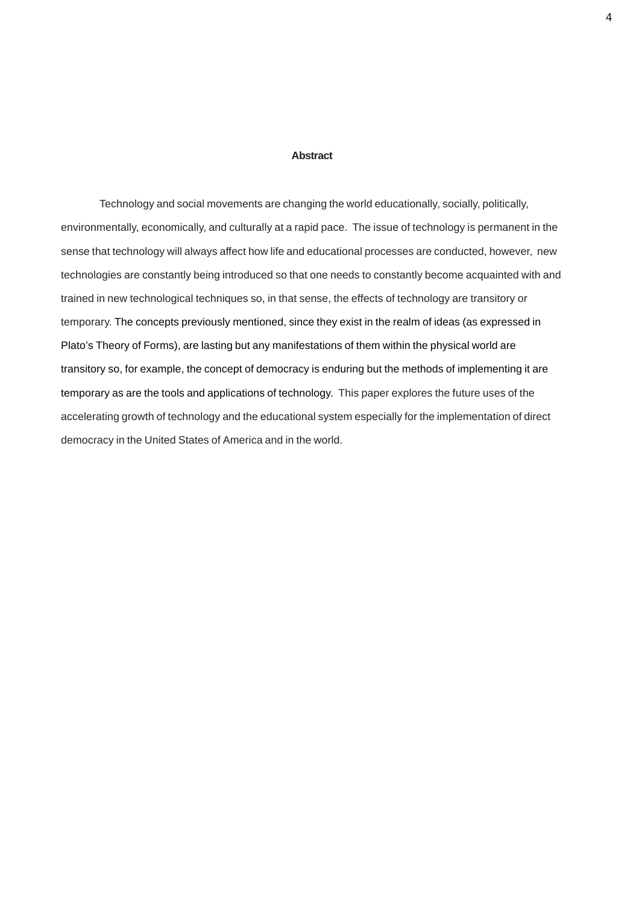## Abstract

Technology and social movements are changing the world educationally, socially, politically, environmentally, economically, and culturally at a rapid pace. The issue of technology is permanent in the sense that technology will always affect how life and educational processes are conducted, however, new technologies are constantly being introduced so that one needs to constantly become acquainted with and trained in new technological techniques so, in that sense, the effects of technology are transitory or temporary. The concepts previously mentioned, since they exist in the realm of ideas (as expressed in Plato's Theory of Forms), are lasting but any manifestations of them within the physical world are transitory so, for example, the concept of democracy is enduring but the methods of implementing it are temporary as are the tools and applications of technology. This paper explores the future uses of the accelerating growth of technology and the educational system especially for the implementation of direct democracy in the United States of America and in the world.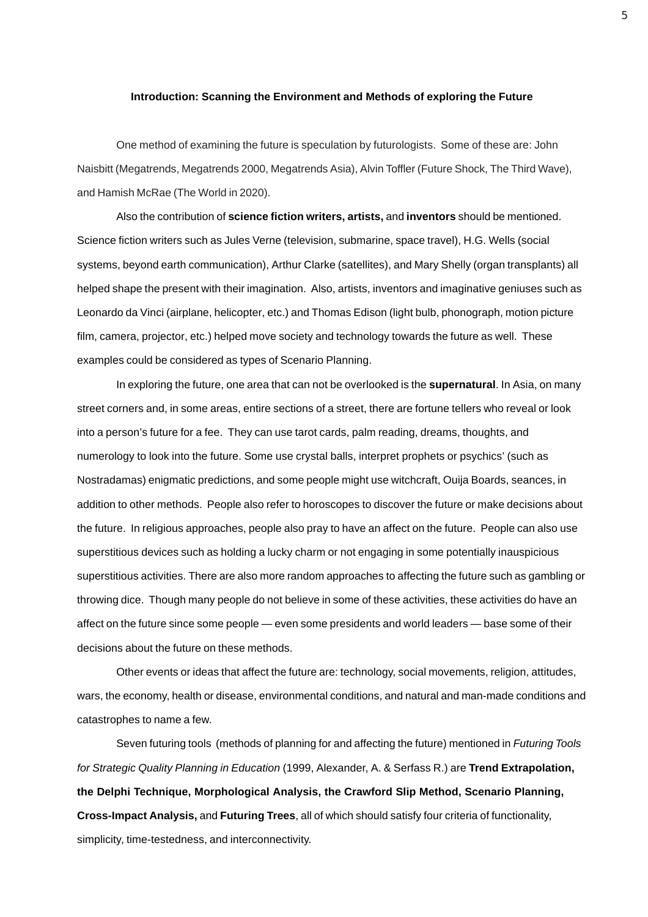**Introduction: Scanning the Environment and Methods of exploring the Future**

One method of examining the future is speculation by futurologists. Some of these are: John Naisbitt (Megatrends, Megatrends 2000, Megatrends Asia), Alvin Toffler (Future Shock, The Third Wave), and Hamish McRae (The World in 2020).

Also the contribution of **science fiction writers, artists,** and **inventors** should be mentioned. Science fiction writers such as Jules Verne (television, submarine, space travel), H.G. Wells (social systems, beyond earth communication), Arthur Clarke (satellites), and Mary Shelly (organ transplants) all helped shape the present with their imagination. Also, artists, inventors and imaginative geniuses such as Leonardo da Vinci (airplane, helicopter, etc.) and Thomas Edison (light bulb, phonograph, motion picture film, camera, projector, etc.) helped move society and technology towards the future as well. These examples could be considered as types of Scenario Planning.

In exploring the future, one area that can not be overlooked is the **supernatural**. In Asia, on many street corners and, in some areas, entire sections of a street, there are fortune tellers who reveal or look into a person's future for a fee. They can use tarot cards, palm reading, dreams, thoughts, and numerology to look into the future. Some use crystal balls, interpret prophets or psychics' (such as Nostradamas) enigmatic predictions, and some people might use witchcraft, Ouija Boards, seances, in addition to other methods. People also refer to horoscopes to discover the future or make decisions about the future. In religious approaches, people also pray to have an affect on the future. People can also use superstitious devices such as holding a lucky charm or not engaging in some potentially inauspicious superstitious activities. There are also more random approaches to affecting the future such as gambling or throwing dice. Though many people do not believe in some of these activities, these activities do have an affect on the future since some people — even some presidents and world leaders — base some of their decisions about the future on these methods.

Other events or ideas that affect the future are: technology, social movements, religion, attitudes, wars, the economy, health or disease, environmental conditions, and natural and man-made conditions and catastrophes to name a few.

Seven futuring tools (methods of planning for and affecting the future) mentioned in *Futuring Tools for Strategic Quality Planning in Education* (1999, Alexander, A. & Serfass R.) are **Trend Extrapolation, the Delphi Technique, Morphological Analysis, the Crawford Slip Method, Scenario Planning, Cross-Impact Analysis,** and **Futuring Trees**, all of which should satisfy four criteria of functionality, simplicity, time-testedness, and interconnectivity.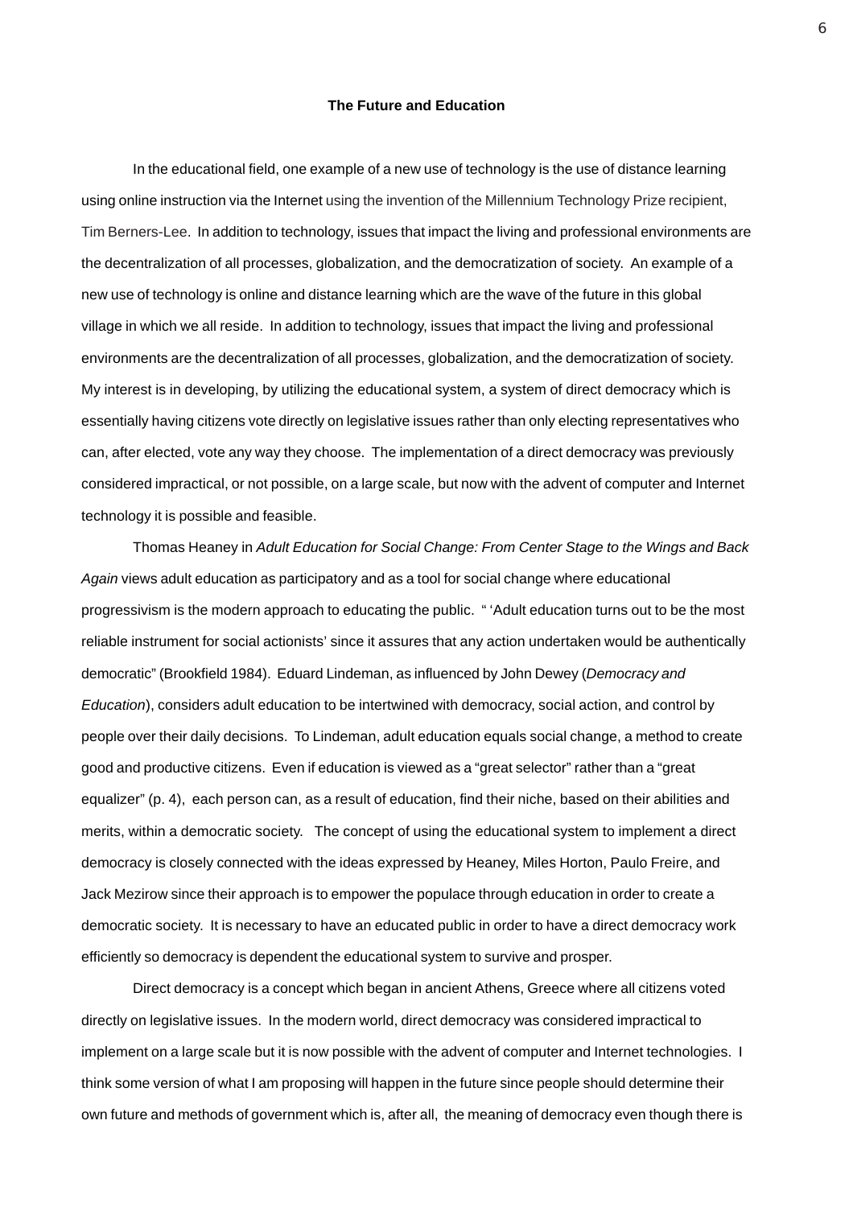**The Future and Education**

In the educational field, one example of a new use of technology is the use of distance learning using online instruction via the Internet using the invention of the Millennium Technology Prize recipient, Tim Berners-Lee. In addition to technology, issues that impact the living and professional environments are the decentralization of all processes, globalization, and the democratization of society. An example of a new use of technology is online and distance learning which are the wave of the future in this global village in which we all reside. In addition to technology, issues that impact the living and professional environments are the decentralization of all processes, globalization, and the democratization of society. My interest is in developing, by utilizing the educational system, a system of direct democracy which is essentially having citizens vote directly on legislative issues rather than only electing representatives who can, after elected, vote any way they choose. The implementation of a direct democracy was previously considered impractical, or not possible, on a large scale, but now with the advent of computer and Internet technology it is possible and feasible.

Thomas Heaney in *Adult Education for Social Change: From Center Stage to the Wings and Back Again* views adult education as participatory and as a tool for social change where educational progressivism is the modern approach to educating the public. " 'Adult education turns out to be the most reliable instrument for social actionists' since it assures that any action undertaken would be authentically democratic" (Brookfield 1984). Eduard Lindeman, as influenced by John Dewey (*Democracy and Education*), considers adult education to be intertwined with democracy, social action, and control by people over their daily decisions. To Lindeman, adult education equals social change, a method to create good and productive citizens. Even if education is viewed as a "great selector" rather than a "great equalizer" (p. 4), each person can, as a result of education, find their niche, based on their abilities and merits, within a democratic society. The concept of using the educational system to implement a direct democracy is closely connected with the ideas expressed by Heaney, Miles Horton, Paulo Freire, and Jack Mezirow since their approach is to empower the populace through education in order to create a democratic society. It is necessary to have an educated public in order to have a direct democracy work efficiently so democracy is dependent the educational system to survive and prosper.

Direct democracy is a concept which began in ancient Athens, Greece where all citizens voted directly on legislative issues. In the modern world, direct democracy was considered impractical to implement on a large scale but it is now possible with the advent of computer and Internet technologies. I think some version of what I am proposing will happen in the future since people should determine their own future and methods of government which is, after all, the meaning of democracy even though there is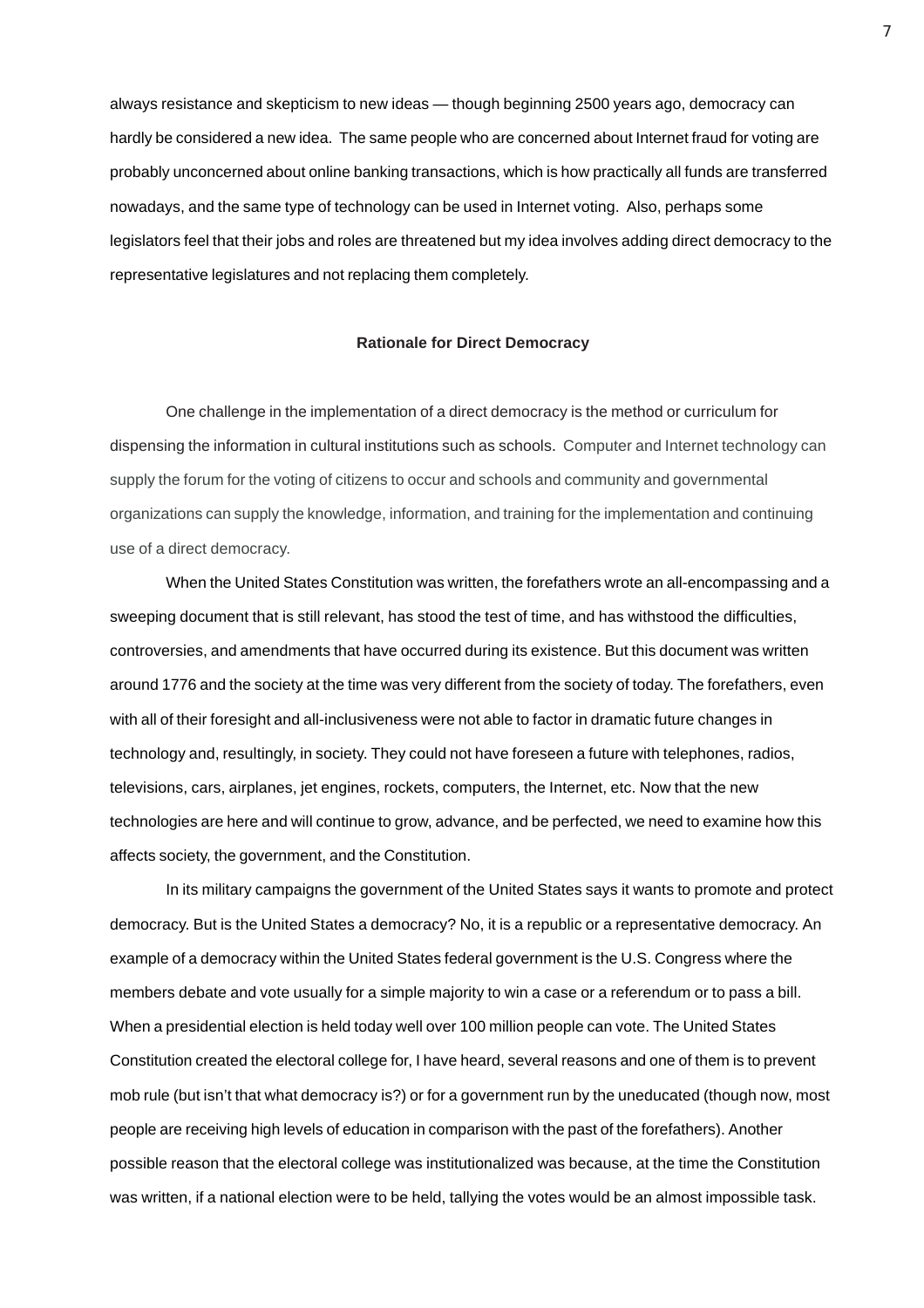always resistance and skepticism to new ideas — though beginning 2500 years ago, democracy can hardly be considered a new idea. The same people who are concerned about Internet fraud for voting are probably unconcerned about online banking transactions, which is how practically all funds are transferred nowadays, and the same type of technology can be used in Internet voting. Also, perhaps some legislators feel that their jobs and roles are threatened but my idea involves adding direct democracy to the representative legislatures and not replacing them completely.

## Rationale for Direct Democracy

One challenge in the implementation of a direct democracy is the method or curriculum for dispensing the information in cultural institutions such as schools. Computer and Internet technology can supply the forum for the voting of citizens to occur and schools and community and governmental organizations can supply the knowledge, information, and training for the implementation and continuing use of a direct democracy.

When the United States Constitution was written, the forefathers wrote an all-encompassing and a sweeping document that is still relevant, has stood the test of time, and has withstood the difficulties, controversies, and amendments that have occurred during its existence. But this document was written around 1776 and the society at the time was very different from the society of today. The forefathers, even with all of their foresight and all-inclusiveness were not able to factor in dramatic future changes in technology and, resultingly, in society. They could not have foreseen a future with telephones, radios, televisions, cars, airplanes, jet engines, rockets, computers, the Internet, etc. Now that the new technologies are here and will continue to grow, advance, and be perfected, we need to examine how this affects society, the government, and the Constitution.

In its military campaigns the government of the United States says it wants to promote and protect democracy. But is the United States a democracy? No, it is a republic or a representative democracy. An example of a democracy within the United States federal government is the U.S. Congress where the members debate and vote usually for a simple majority to win a case or a referendum or to pass a bill. When a presidential election is held today well over 100 million people can vote. The United States Constitution created the electoral college for, I have heard, several reasons and one of them is to prevent mob rule (but isn't that what democracy is?) or for a government run by the uneducated (though now, most people are receiving high levels of education in comparison with the past of the forefathers). Another possible reason that the electoral college was institutionalized was because, at the time the Constitution was written, if a national election were to be held, tallying the votes would be an almost impossible task.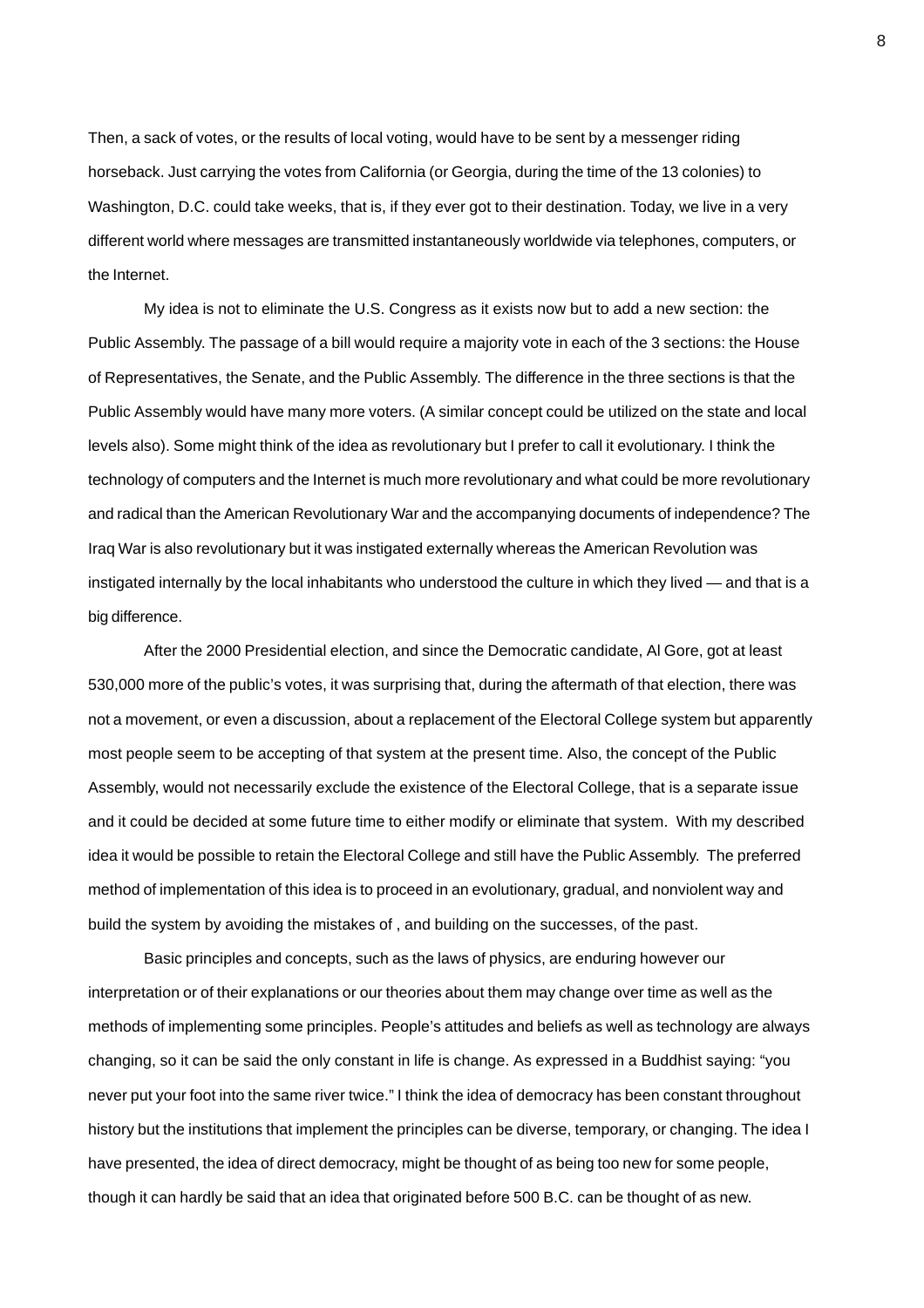Then, a sack of votes, or the results of local voting, would have to be sent by a messenger riding horseback. Just carrying the votes from California (or Georgia, during the time of the 13 colonies) to Washington, D.C. could take weeks, that is, if they ever got to their destination. Today, we live in a very different world where messages are transmitted instantaneously worldwide via telephones, computers, or the Internet.

My idea is not to eliminate the U.S. Congress as it exists now but to add a new section: the Public Assembly. The passage of a bill would require a majority vote in each of the 3 sections: the House of Representatives, the Senate, and the Public Assembly. The difference in the three sections is that the Public Assembly would have many more voters. (A similar concept could be utilized on the state and local levels also). Some might think of the idea as revolutionary but I prefer to call it evolutionary. I think the technology of computers and the Internet is much more revolutionary and what could be more revolutionary and radical than the American Revolutionary War and the accompanying documents of independence? The Iraq War is also revolutionary but it was instigated externally whereas the American Revolution was instigated internally by the local inhabitants who understood the culture in which they lived — and that is a big difference.

After the 2000 Presidential election, and since the Democratic candidate, Al Gore, got at least 530,000 more of the public's votes, it was surprising that, during the aftermath of that election, there was not a movement, or even a discussion, about a replacement of the Electoral College system but apparently most people seem to be accepting of that system at the present time. Also, the concept of the Public Assembly, would not necessarily exclude the existence of the Electoral College, that is a separate issue and it could be decided at some future time to either modify or eliminate that system. With my described idea it would be possible to retain the Electoral College and still have the Public Assembly. The preferred method of implementation of this idea is to proceed in an evolutionary, gradual, and nonviolent way and build the system by avoiding the mistakes of , and building on the successes, of the past.

Basic principles and concepts, such as the laws of physics, are enduring however our interpretation or of their explanations or our theories about them may change over time as well as the methods of implementing some principles. People's attitudes and beliefs as well as technology are always changing, so it can be said the only constant in life is change. As expressed in a Buddhist saying: "you never put your foot into the same river twice." I think the idea of democracy has been constant throughout history but the institutions that implement the principles can be diverse, temporary, or changing. The idea I have presented, the idea of direct democracy, might be thought of as being too new for some people, though it can hardly be said that an idea that originated before 500 B.C. can be thought of as new.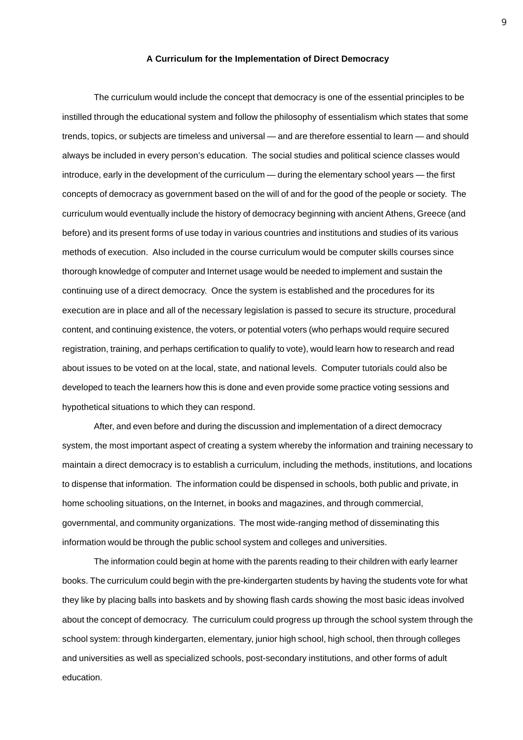**A Curriculum for the Implementation of Direct Democracy**

The curriculum would include the concept that democracy is one of the essential principles to be instilled through the educational system and follow the philosophy of essentialism which states that some trends, topics, or subjects are timeless and universal — and are therefore essential to learn — and should always be included in every person's education. The social studies and political science classes would introduce, early in the development of the curriculum — during the elementary school years — the first concepts of democracy as government based on the will of and for the good of the people or society. The curriculum would eventually include the history of democracy beginning with ancient Athens, Greece (and before) and its present forms of use today in various countries and institutions and studies of its various methods of execution. Also included in the course curriculum would be computer skills courses since thorough knowledge of computer and Internet usage would be needed to implement and sustain the continuing use of a direct democracy. Once the system is established and the procedures for its execution are in place and all of the necessary legislation is passed to secure its structure, procedural content, and continuing existence, the voters, or potential voters (who perhaps would require secured registration, training, and perhaps certification to qualify to vote), would learn how to research and read about issues to be voted on at the local, state, and national levels. Computer tutorials could also be developed to teach the learners how this is done and even provide some practice voting sessions and hypothetical situations to which they can respond.

After, and even before and during the discussion and implementation of a direct democracy system, the most important aspect of creating a system whereby the information and training necessary to maintain a direct democracy is to establish a curriculum, including the methods, institutions, and locations to dispense that information. The information could be dispensed in schools, both public and private, in home schooling situations, on the Internet, in books and magazines, and through commercial, governmental, and community organizations. The most wide-ranging method of disseminating this information would be through the public school system and colleges and universities.

The information could begin at home with the parents reading to their children with early learner books. The curriculum could begin with the pre-kindergarten students by having the students vote for what they like by placing balls into baskets and by showing flash cards showing the most basic ideas involved about the concept of democracy. The curriculum could progress up through the school system through the school system: through kindergarten, elementary, junior high school, high school, then through colleges and universities as well as specialized schools, post-secondary institutions, and other forms of adult education.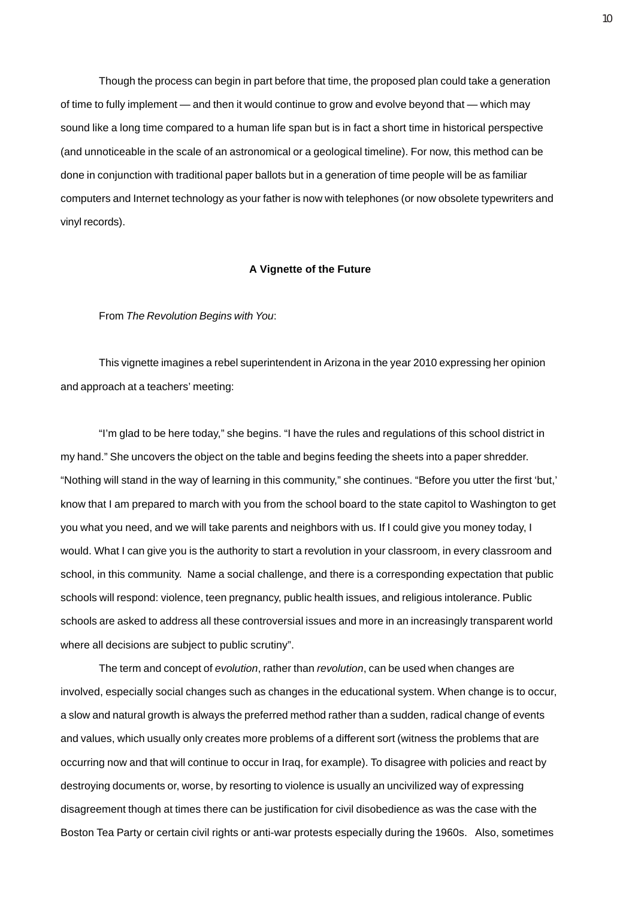Though the process can begin in part before that time, the proposed plan could take a generation of time to fully implement — and then it would continue to grow and evolve beyond that — which may sound like a long time compared to a human life span but is in fact a short time in historical perspective (and unnoticeable in the scale of an astronomical or a geological timeline). For now, this method can be done in conjunction with traditional paper ballots but in a generation of time people will be as familiar computers and Internet technology as your father is now with telephones (or now obsolete typewriters and vinyl records).

### A Vignette of the Future

From *The Revolution Begins with You*:

This vignette imagines a rebel superintendent in Arizona in the year 2010 expressing her opinion and approach at a teachers' meeting:

"I'm glad to be here today," she begins. "I have the rules and regulations of this school district in my hand." She uncovers the object on the table and begins feeding the sheets into a paper shredder. "Nothing will stand in the way of learning in this community," she continues. "Before you utter the first 'but,' know that I am prepared to march with you from the school board to the state capitol to Washington to get you what you need, and we will take parents and neighbors with us. If I could give you money today, I would. What I can give you is the authority to start a revolution in your classroom, in every classroom and school, in this community. Name a social challenge, and there is a corresponding expectation that public schools will respond: violence, teen pregnancy, public health issues, and religious intolerance. Public schools are asked to address all these controversial issues and more in an increasingly transparent world where all decisions are subject to public scrutiny".

The term and concept of *evolution*, rather than *revolution*, can be used when changes are involved, especially social changes such as changes in the educational system. When change is to occur, a slow and natural growth is always the preferred method rather than a sudden, radical change of events and values, which usually only creates more problems of a different sort (witness the problems that are occurring now and that will continue to occur in Iraq, for example). To disagree with policies and react by destroying documents or, worse, by resorting to violence is usually an uncivilized way of expressing disagreement though at times there can be justification for civil disobedience as was the case with the Boston Tea Party or certain civil rights or anti-war protests especially during the 1960s. Also, sometimes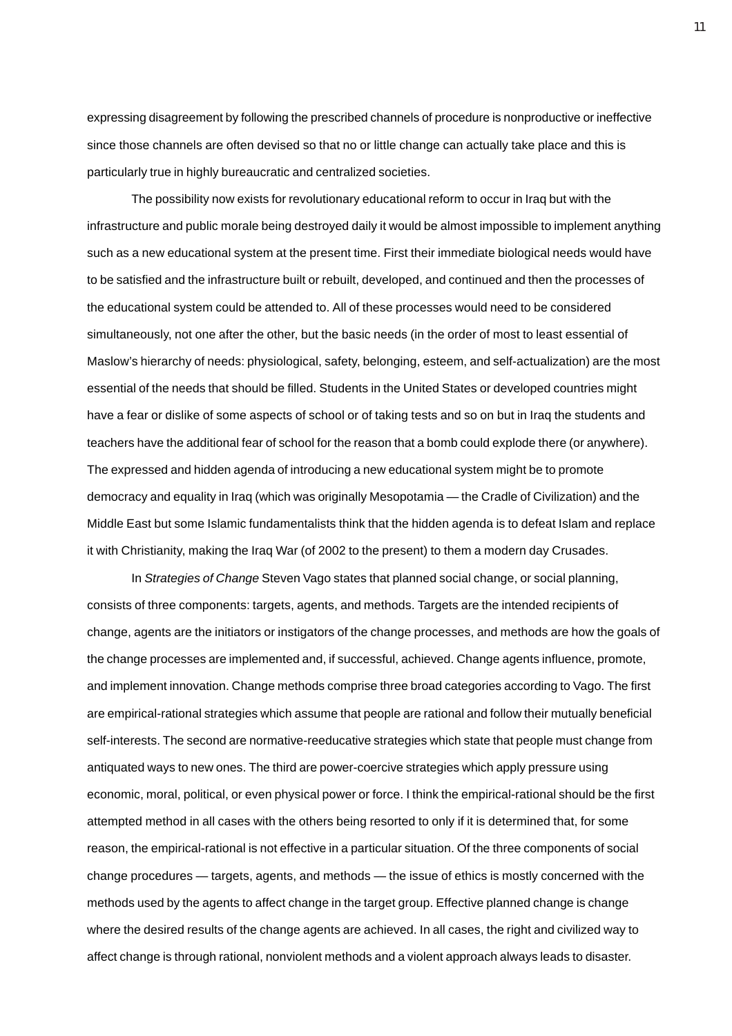expressing disagreement by following the prescribed channels of procedure is nonproductive or ineffective since those channels are often devised so that no or little change can actually take place and this is particularly true in highly bureaucratic and centralized societies.

The possibility now exists for revolutionary educational reform to occur in Iraq but with the infrastructure and public morale being destroyed daily it would be almost impossible to implement anything such as a new educational system at the present time. First their immediate biological needs would have to be satisfied and the infrastructure built or rebuilt, developed, and continued and then the processes of the educational system could be attended to. All of these processes would need to be considered simultaneously, not one after the other, but the basic needs (in the order of most to least essential of Maslow's hierarchy of needs: physiological, safety, belonging, esteem, and self-actualization) are the most essential of the needs that should be filled. Students in the United States or developed countries might have a fear or dislike of some aspects of school or of taking tests and so on but in Iraq the students and teachers have the additional fear of school for the reason that a bomb could explode there (or anywhere). The expressed and hidden agenda of introducing a new educational system might be to promote democracy and equality in Iraq (which was originally Mesopotamia — the Cradle of Civilization) and the Middle East but some Islamic fundamentalists think that the hidden agenda is to defeat Islam and replace it with Christianity, making the Iraq War (of 2002 to the present) to them a modern day Crusades.

In *Strategies of Change* Steven Vago states that planned social change, or social planning, consists of three components: targets, agents, and methods. Targets are the intended recipients of change, agents are the initiators or instigators of the change processes, and methods are how the goals of the change processes are implemented and, if successful, achieved. Change agents influence, promote, and implement innovation. Change methods comprise three broad categories according to Vago. The first are empirical-rational strategies which assume that people are rational and follow their mutually beneficial self-interests. The second are normative-reeducative strategies which state that people must change from antiquated ways to new ones. The third are power-coercive strategies which apply pressure using economic, moral, political, or even physical power or force. I think the empirical-rational should be the first attempted method in all cases with the others being resorted to only if it is determined that, for some reason, the empirical-rational is not effective in a particular situation. Of the three components of social change procedures — targets, agents, and methods — the issue of ethics is mostly concerned with the methods used by the agents to affect change in the target group. Effective planned change is change where the desired results of the change agents are achieved. In all cases, the right and civilized way to affect change is through rational, nonviolent methods and a violent approach always leads to disaster.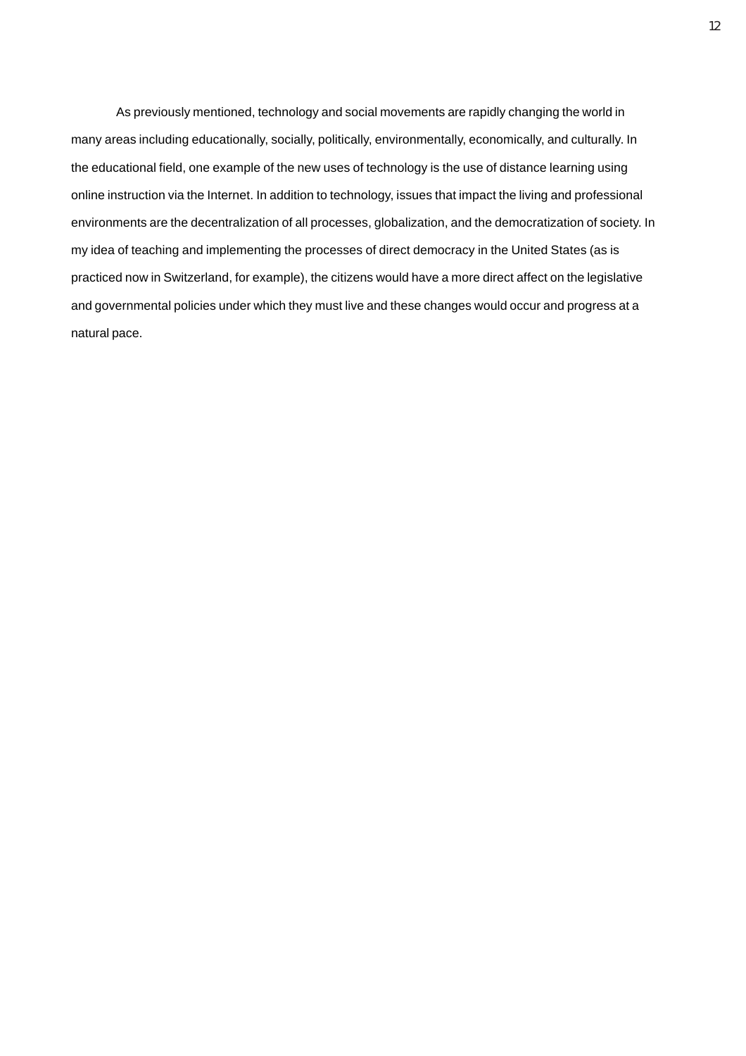As previously mentioned, technology and social movements are rapidly changing the world in many areas including educationally, socially, politically, environmentally, economically, and culturally. In the educational field, one example of the new uses of technology is the use of distance learning using online instruction via the Internet. In addition to technology, issues that impact the living and professional environments are the decentralization of all processes, globalization, and the democratization of society. In my idea of teaching and implementing the processes of direct democracy in the United States (as is practiced now in Switzerland, for example), the citizens would have a more direct affect on the legislative and governmental policies under which they must live and these changes would occur and progress at a natural pace.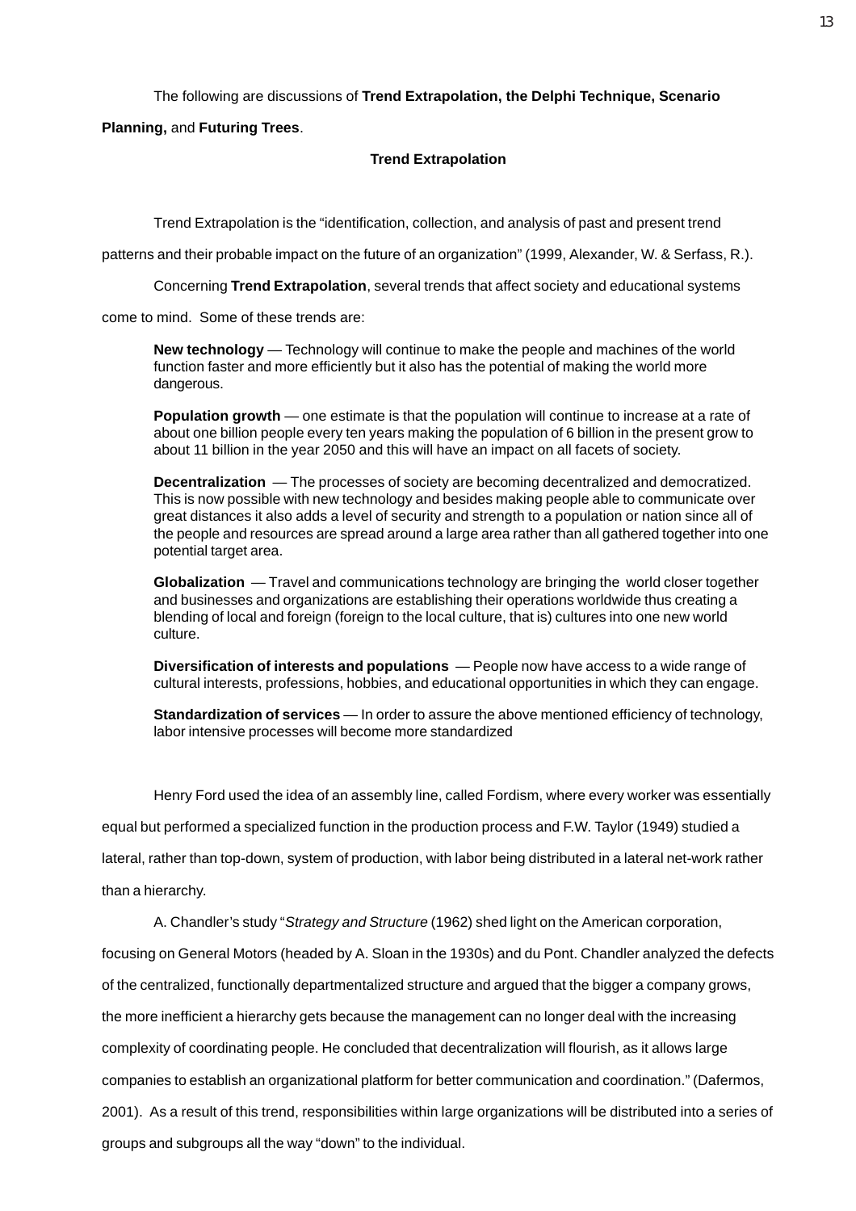The following are discussions of **Trend Extrapolation, the Delphi Technique, Scenario Planning,** and **Futuring Trees**.

### Trend Extrapolation

Trend Extrapolation is the "identification, collection, and analysis of past and present trend patterns and their probable impact on the future of an organization" (1999, Alexander, W. & Serfass, R.).

Concerning **Trend Extrapolation**, several trends that affect society and educational systems come to mind. Some of these trends are:

> **New technology** — Technology will continue to make the people and machines of the world function faster and more efficiently but it also has the potential of making the world more dangerous.
>
> **Population growth** — one estimate is that the population will continue to increase at a rate of about one billion people every ten years making the population of 6 billion in the present grow to about 11 billion in the year 2050 and this will have an impact on all facets of society.
>
> **Decentralization** — The processes of society are becoming decentralized and democratized. This is now possible with new technology and besides making people able to communicate over great distances it also adds a level of security and strength to a population or nation since all of the people and resources are spread around a large area rather than all gathered together into one potential target area.
>
> **Globalization** — Travel and communications technology are bringing the world closer together and businesses and organizations are establishing their operations worldwide thus creating a blending of local and foreign (foreign to the local culture, that is) cultures into one new world culture.
>
> **Diversification of interests and populations** — People now have access to a wide range of cultural interests, professions, hobbies, and educational opportunities in which they can engage.
>
> **Standardization of services** — In order to assure the above mentioned efficiency of technology, labor intensive processes will become more standardized

Henry Ford used the idea of an assembly line, called Fordism, where every worker was essentially equal but performed a specialized function in the production process and F.W. Taylor (1949) studied a lateral, rather than top-down, system of production, with labor being distributed in a lateral net-work rather than a hierarchy.

A. Chandler's study "*Strategy and Structure* (1962) shed light on the American corporation, focusing on General Motors (headed by A. Sloan in the 1930s) and du Pont. Chandler analyzed the defects of the centralized, functionally departmentalized structure and argued that the bigger a company grows, the more inefficient a hierarchy gets because the management can no longer deal with the increasing complexity of coordinating people. He concluded that decentralization will flourish, as it allows large companies to establish an organizational platform for better communication and coordination." (Dafermos, 2001). As a result of this trend, responsibilities within large organizations will be distributed into a series of groups and subgroups all the way "down" to the individual.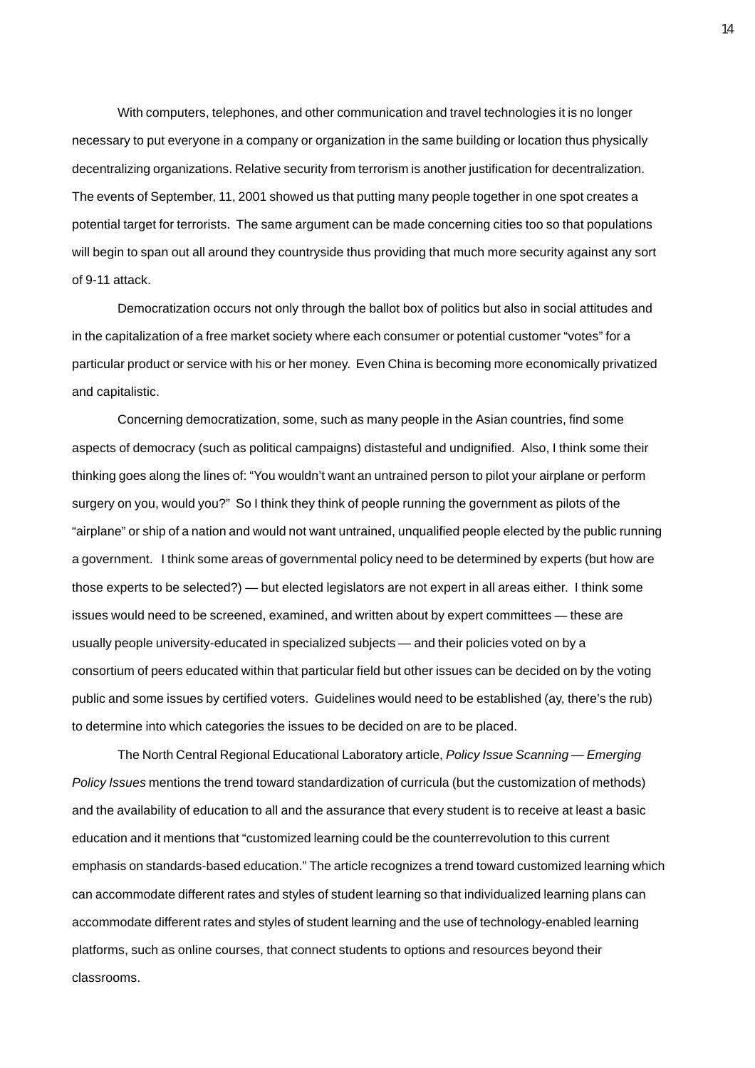With computers, telephones, and other communication and travel technologies it is no longer necessary to put everyone in a company or organization in the same building or location thus physically decentralizing organizations. Relative security from terrorism is another justification for decentralization. The events of September, 11, 2001 showed us that putting many people together in one spot creates a potential target for terrorists. The same argument can be made concerning cities too so that populations will begin to span out all around they countryside thus providing that much more security against any sort of 9-11 attack.

Democratization occurs not only through the ballot box of politics but also in social attitudes and in the capitalization of a free market society where each consumer or potential customer "votes" for a particular product or service with his or her money. Even China is becoming more economically privatized and capitalistic.

Concerning democratization, some, such as many people in the Asian countries, find some aspects of democracy (such as political campaigns) distasteful and undignified. Also, I think some their thinking goes along the lines of: "You wouldn't want an untrained person to pilot your airplane or perform surgery on you, would you?" So I think they think of people running the government as pilots of the "airplane" or ship of a nation and would not want untrained, unqualified people elected by the public running a government. I think some areas of governmental policy need to be determined by experts (but how are those experts to be selected?) — but elected legislators are not expert in all areas either. I think some issues would need to be screened, examined, and written about by expert committees — these are usually people university-educated in specialized subjects — and their policies voted on by a consortium of peers educated within that particular field but other issues can be decided on by the voting public and some issues by certified voters. Guidelines would need to be established (ay, there's the rub) to determine into which categories the issues to be decided on are to be placed.

The North Central Regional Educational Laboratory article, *Policy Issue Scanning — Emerging Policy Issues* mentions the trend toward standardization of curricula (but the customization of methods) and the availability of education to all and the assurance that every student is to receive at least a basic education and it mentions that "customized learning could be the counterrevolution to this current emphasis on standards-based education." The article recognizes a trend toward customized learning which can accommodate different rates and styles of student learning so that individualized learning plans can accommodate different rates and styles of student learning and the use of technology-enabled learning platforms, such as online courses, that connect students to options and resources beyond their classrooms.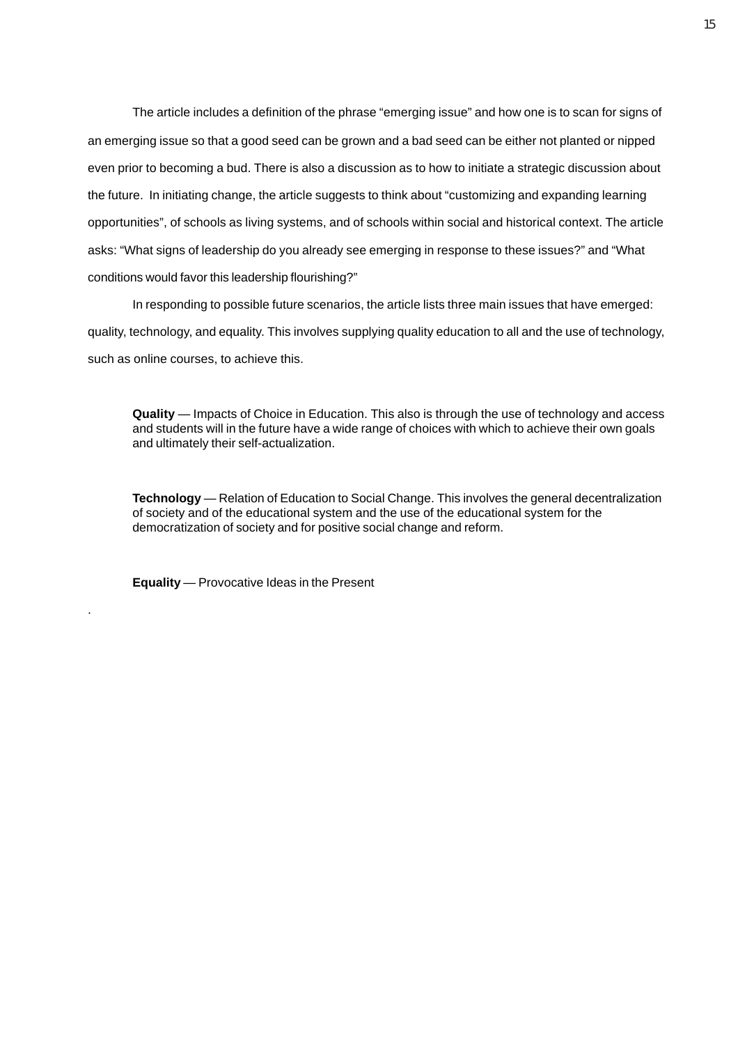The article includes a definition of the phrase “emerging issue” and how one is to scan for signs of an emerging issue so that a good seed can be grown and a bad seed can be either not planted or nipped even prior to becoming a bud. There is also a discussion as to how to initiate a strategic discussion about the future. In initiating change, the article suggests to think about “customizing and expanding learning opportunities”, of schools as living systems, and of schools within social and historical context. The article asks: “What signs of leadership do you already see emerging in response to these issues?” and “What conditions would favor this leadership flourishing?”

In responding to possible future scenarios, the article lists three main issues that have emerged: quality, technology, and equality. This involves supplying quality education to all and the use of technology, such as online courses, to achieve this.

> **Quality** — Impacts of Choice in Education. This also is through the use of technology and access and students will in the future have a wide range of choices with which to achieve their own goals and ultimately their self-actualization.

> **Technology** — Relation of Education to Social Change. This involves the general decentralization of society and of the educational system and the use of the educational system for the democratization of society and for positive social change and reform.

> **Equality** — Provocative Ideas in the Present

.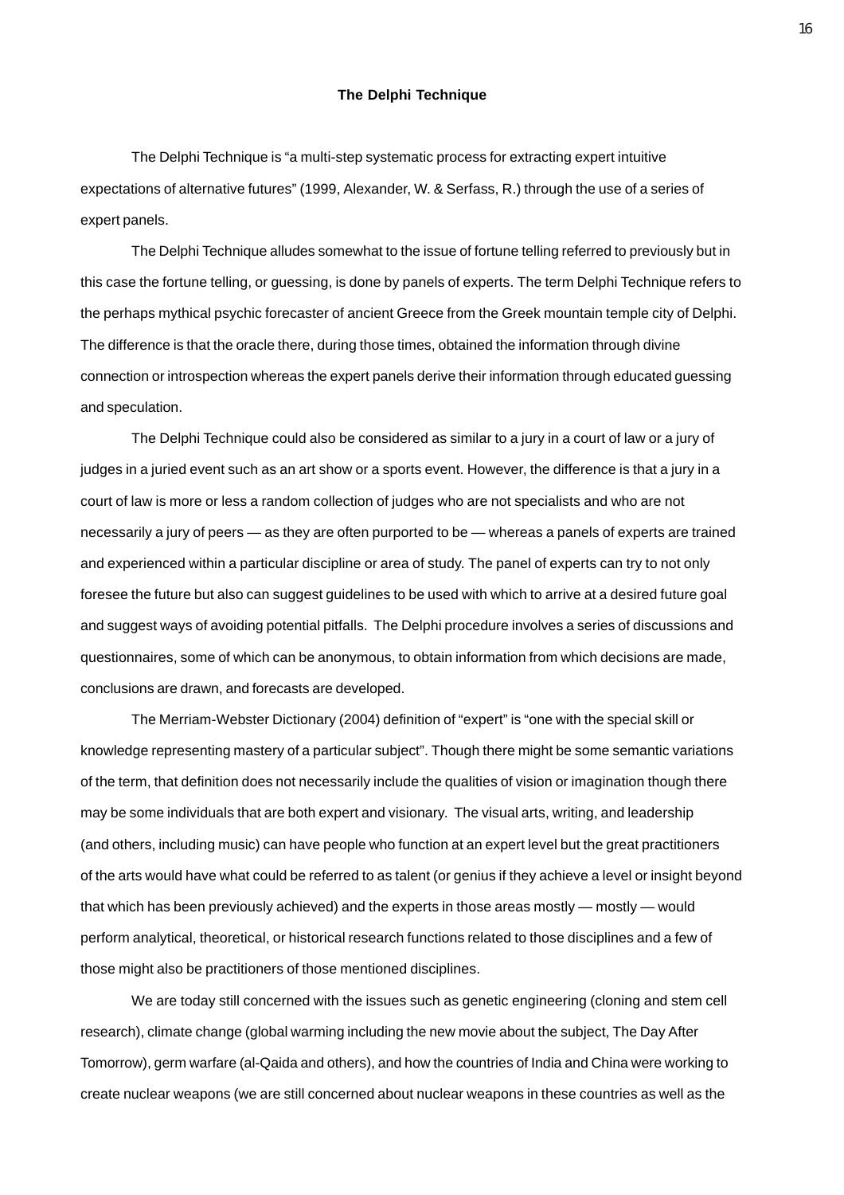### The Delphi Technique

The Delphi Technique is "a multi-step systematic process for extracting expert intuitive expectations of alternative futures" (1999, Alexander, W. & Serfass, R.) through the use of a series of expert panels.

The Delphi Technique alludes somewhat to the issue of fortune telling referred to previously but in this case the fortune telling, or guessing, is done by panels of experts. The term Delphi Technique refers to the perhaps mythical psychic forecaster of ancient Greece from the Greek mountain temple city of Delphi. The difference is that the oracle there, during those times, obtained the information through divine connection or introspection whereas the expert panels derive their information through educated guessing and speculation.

The Delphi Technique could also be considered as similar to a jury in a court of law or a jury of judges in a juried event such as an art show or a sports event. However, the difference is that a jury in a court of law is more or less a random collection of judges who are not specialists and who are not necessarily a jury of peers — as they are often purported to be — whereas a panels of experts are trained and experienced within a particular discipline or area of study. The panel of experts can try to not only foresee the future but also can suggest guidelines to be used with which to arrive at a desired future goal and suggest ways of avoiding potential pitfalls. The Delphi procedure involves a series of discussions and questionnaires, some of which can be anonymous, to obtain information from which decisions are made, conclusions are drawn, and forecasts are developed.

The Merriam-Webster Dictionary (2004) definition of "expert" is "one with the special skill or knowledge representing mastery of a particular subject". Though there might be some semantic variations of the term, that definition does not necessarily include the qualities of vision or imagination though there may be some individuals that are both expert and visionary. The visual arts, writing, and leadership (and others, including music) can have people who function at an expert level but the great practitioners of the arts would have what could be referred to as talent (or genius if they achieve a level or insight beyond that which has been previously achieved) and the experts in those areas mostly — mostly — would perform analytical, theoretical, or historical research functions related to those disciplines and a few of those might also be practitioners of those mentioned disciplines.

We are today still concerned with the issues such as genetic engineering (cloning and stem cell research), climate change (global warming including the new movie about the subject, The Day After Tomorrow), germ warfare (al-Qaida and others), and how the countries of India and China were working to create nuclear weapons (we are still concerned about nuclear weapons in these countries as well as the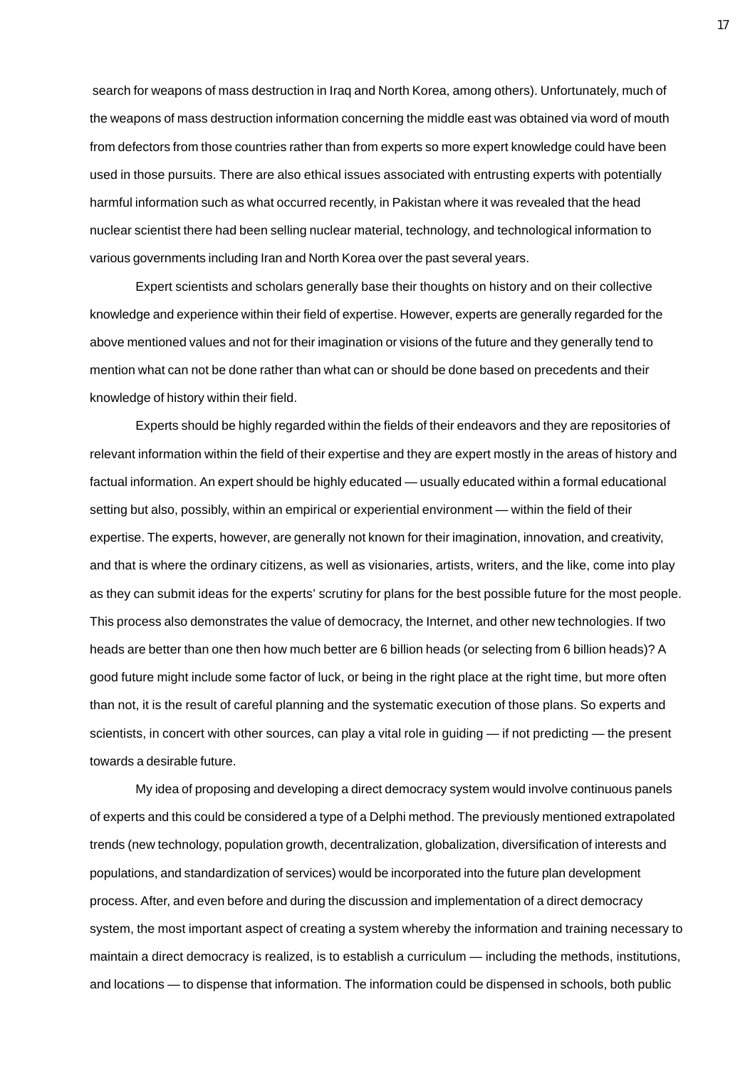search for weapons of mass destruction in Iraq and North Korea, among others). Unfortunately, much of the weapons of mass destruction information concerning the middle east was obtained via word of mouth from defectors from those countries rather than from experts so more expert knowledge could have been used in those pursuits. There are also ethical issues associated with entrusting experts with potentially harmful information such as what occurred recently, in Pakistan where it was revealed that the head nuclear scientist there had been selling nuclear material, technology, and technological information to various governments including Iran and North Korea over the past several years.

Expert scientists and scholars generally base their thoughts on history and on their collective knowledge and experience within their field of expertise. However, experts are generally regarded for the above mentioned values and not for their imagination or visions of the future and they generally tend to mention what can not be done rather than what can or should be done based on precedents and their knowledge of history within their field.

Experts should be highly regarded within the fields of their endeavors and they are repositories of relevant information within the field of their expertise and they are expert mostly in the areas of history and factual information. An expert should be highly educated — usually educated within a formal educational setting but also, possibly, within an empirical or experiential environment — within the field of their expertise. The experts, however, are generally not known for their imagination, innovation, and creativity, and that is where the ordinary citizens, as well as visionaries, artists, writers, and the like, come into play as they can submit ideas for the experts' scrutiny for plans for the best possible future for the most people. This process also demonstrates the value of democracy, the Internet, and other new technologies. If two heads are better than one then how much better are 6 billion heads (or selecting from 6 billion heads)? A good future might include some factor of luck, or being in the right place at the right time, but more often than not, it is the result of careful planning and the systematic execution of those plans. So experts and scientists, in concert with other sources, can play a vital role in guiding — if not predicting — the present towards a desirable future.

My idea of proposing and developing a direct democracy system would involve continuous panels of experts and this could be considered a type of a Delphi method. The previously mentioned extrapolated trends (new technology, population growth, decentralization, globalization, diversification of interests and populations, and standardization of services) would be incorporated into the future plan development process. After, and even before and during the discussion and implementation of a direct democracy system, the most important aspect of creating a system whereby the information and training necessary to maintain a direct democracy is realized, is to establish a curriculum — including the methods, institutions, and locations — to dispense that information. The information could be dispensed in schools, both public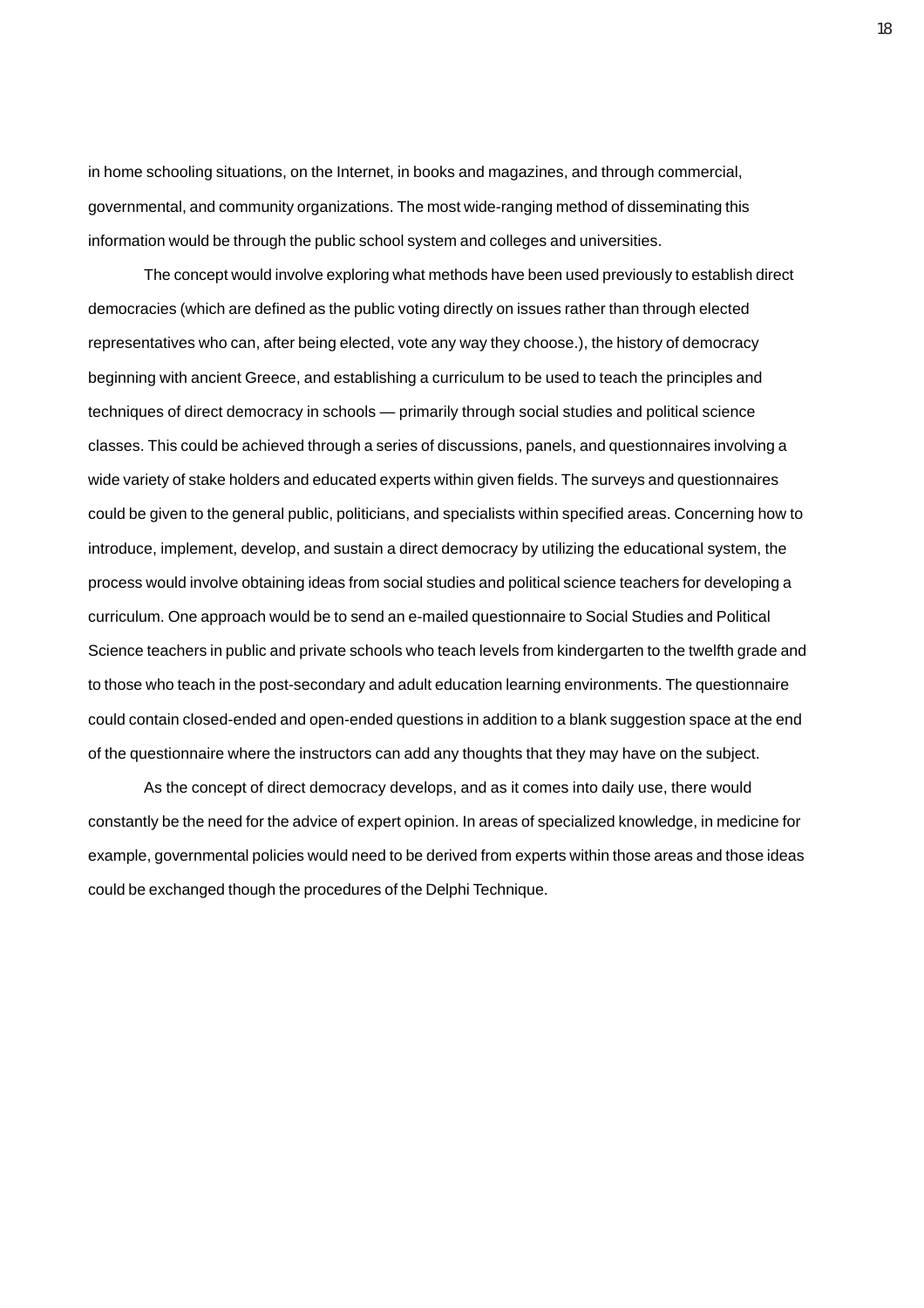in home schooling situations, on the Internet, in books and magazines, and through commercial, governmental, and community organizations. The most wide-ranging method of disseminating this information would be through the public school system and colleges and universities.

The concept would involve exploring what methods have been used previously to establish direct democracies (which are defined as the public voting directly on issues rather than through elected representatives who can, after being elected, vote any way they choose.), the history of democracy beginning with ancient Greece, and establishing a curriculum to be used to teach the principles and techniques of direct democracy in schools — primarily through social studies and political science classes. This could be achieved through a series of discussions, panels, and questionnaires involving a wide variety of stake holders and educated experts within given fields. The surveys and questionnaires could be given to the general public, politicians, and specialists within specified areas. Concerning how to introduce, implement, develop, and sustain a direct democracy by utilizing the educational system, the process would involve obtaining ideas from social studies and political science teachers for developing a curriculum. One approach would be to send an e-mailed questionnaire to Social Studies and Political Science teachers in public and private schools who teach levels from kindergarten to the twelfth grade and to those who teach in the post-secondary and adult education learning environments. The questionnaire could contain closed-ended and open-ended questions in addition to a blank suggestion space at the end of the questionnaire where the instructors can add any thoughts that they may have on the subject.

As the concept of direct democracy develops, and as it comes into daily use, there would constantly be the need for the advice of expert opinion. In areas of specialized knowledge, in medicine for example, governmental policies would need to be derived from experts within those areas and those ideas could be exchanged though the procedures of the Delphi Technique.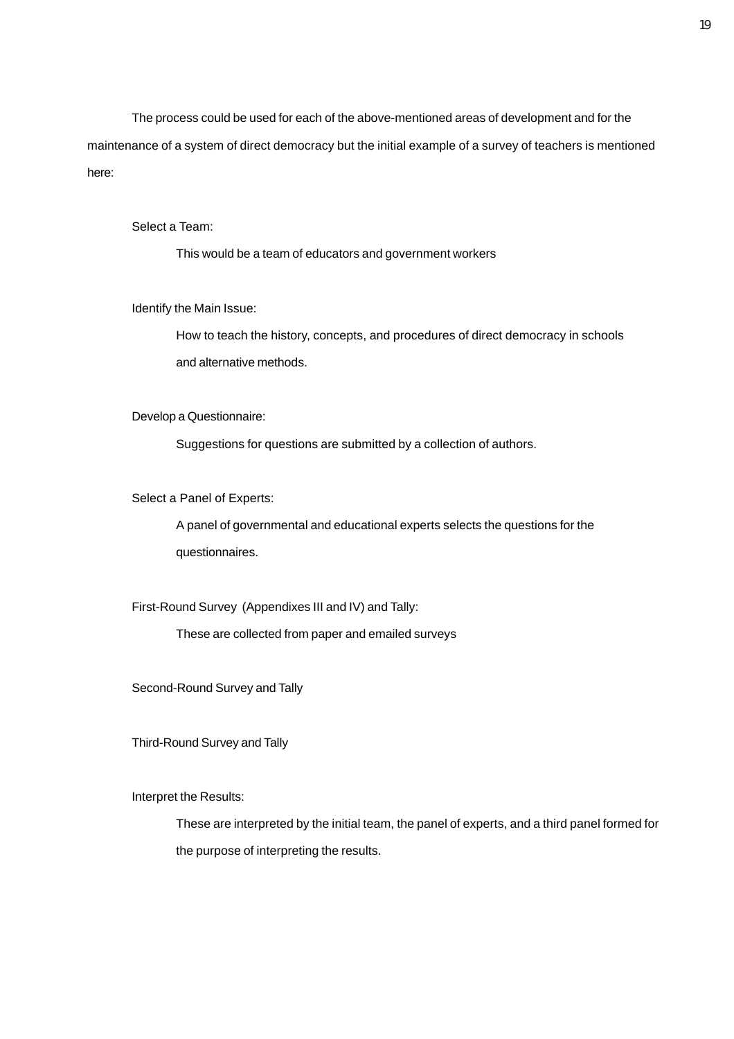The process could be used for each of the above-mentioned areas of development and for the maintenance of a system of direct democracy but the initial example of a survey of teachers is mentioned here:

Select a Team:

This would be a team of educators and government workers

Identify the Main Issue:

How to teach the history, concepts, and procedures of direct democracy in schools and alternative methods.

Develop a Questionnaire:

Suggestions for questions are submitted by a collection of authors.

Select a Panel of Experts:

A panel of governmental and educational experts selects the questions for the questionnaires.

First-Round Survey (Appendixes III and IV) and Tally:

These are collected from paper and emailed surveys

Second-Round Survey and Tally

Third-Round Survey and Tally

Interpret the Results:

These are interpreted by the initial team, the panel of experts, and a third panel formed for the purpose of interpreting the results.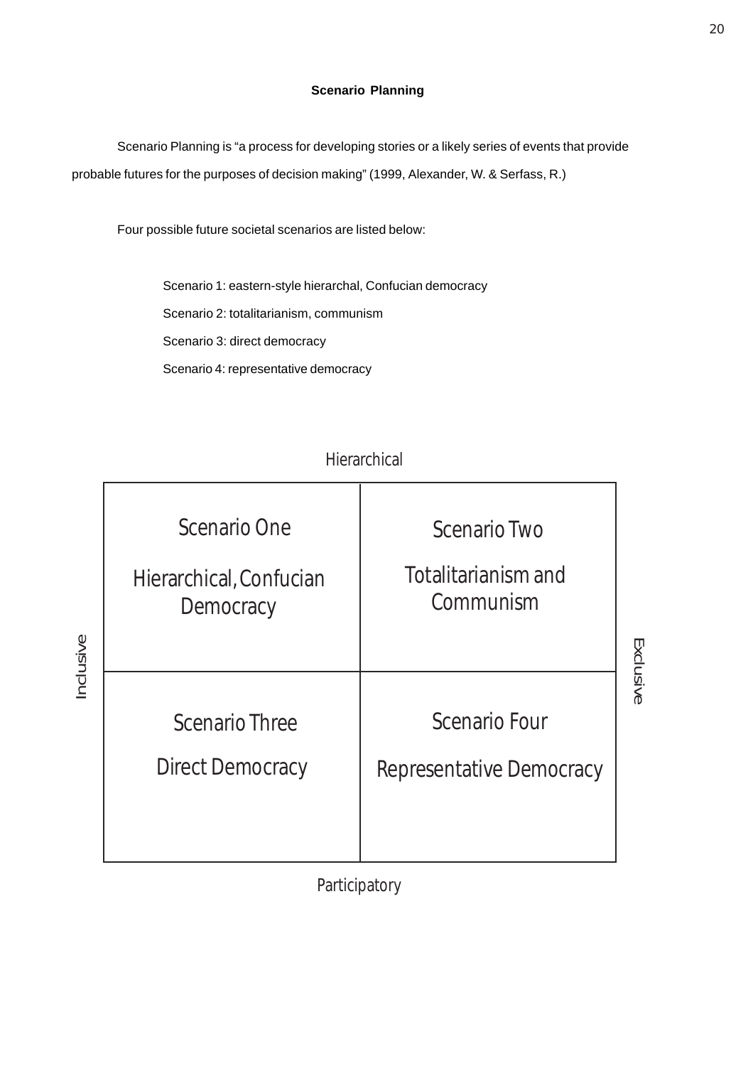**Scenario Planning**

Scenario Planning is "a process for developing stories or a likely series of events that provide probable futures for the purposes of decision making" (1999, Alexander, W. & Serfass, R.)

Four possible future societal scenarios are listed below:

Scenario 1: eastern-style hierarchal, Confucian democracy

Scenario 2: totalitarianism, communism

Scenario 3: direct democracy

Scenario 4: representative democracy

Hierarchical

Inclusive

Exclusive

Scenario One

Hierarchical, Confucian Democracy

Scenario Two

Totalitarianism and Communism

Scenario Three

Direct Democracy

Scenario Four

Representative Democracy

Participatory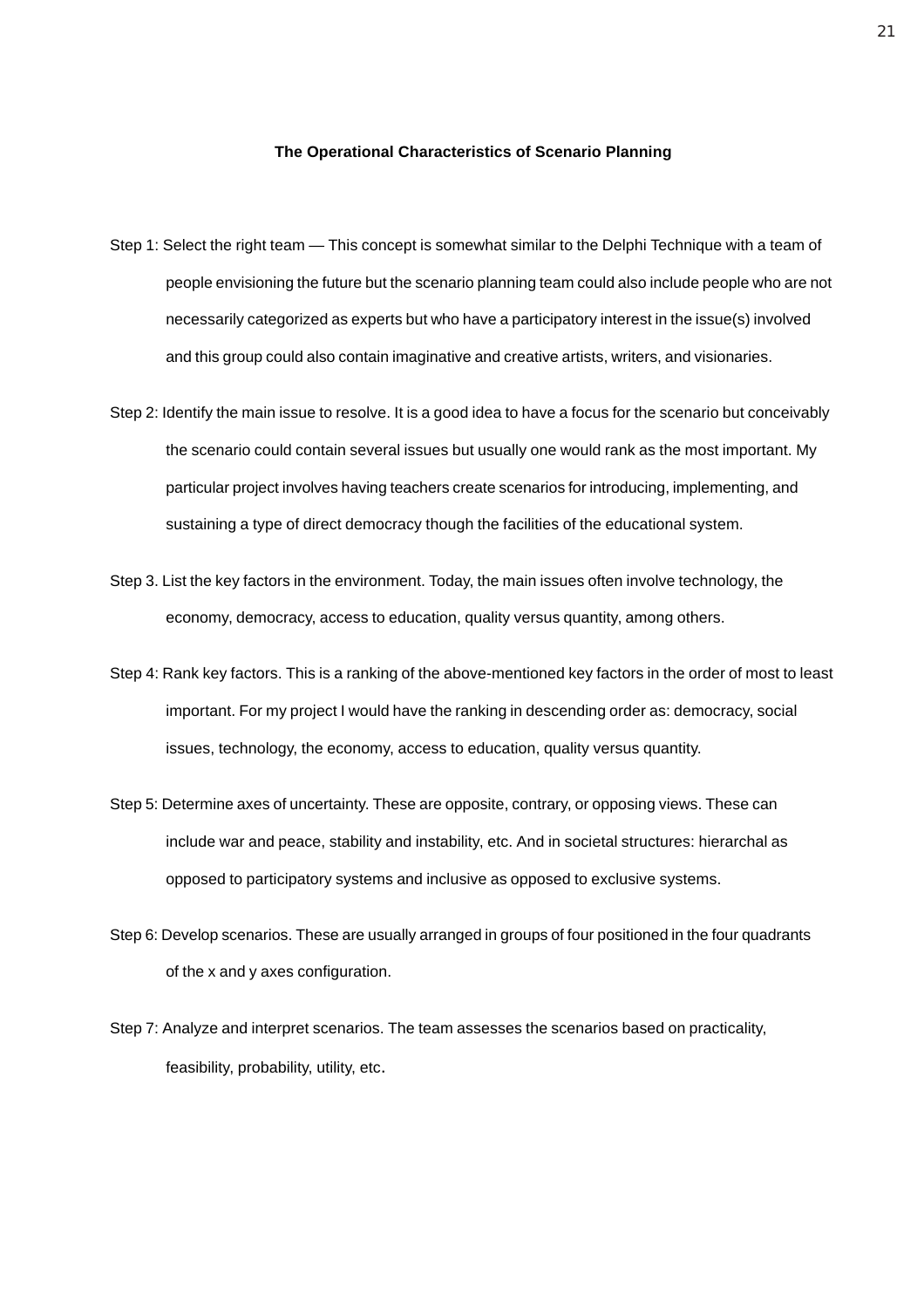**The Operational Characteristics of Scenario Planning**

Step 1: Select the right team — This concept is somewhat similar to the Delphi Technique with a team of people envisioning the future but the scenario planning team could also include people who are not necessarily categorized as experts but who have a participatory interest in the issue(s) involved and this group could also contain imaginative and creative artists, writers, and visionaries.

Step 2: Identify the main issue to resolve. It is a good idea to have a focus for the scenario but conceivably the scenario could contain several issues but usually one would rank as the most important. My particular project involves having teachers create scenarios for introducing, implementing, and sustaining a type of direct democracy though the facilities of the educational system.

Step 3. List the key factors in the environment. Today, the main issues often involve technology, the economy, democracy, access to education, quality versus quantity, among others.

Step 4: Rank key factors. This is a ranking of the above-mentioned key factors in the order of most to least important. For my project I would have the ranking in descending order as: democracy, social issues, technology, the economy, access to education, quality versus quantity.

Step 5: Determine axes of uncertainty. These are opposite, contrary, or opposing views. These can include war and peace, stability and instability, etc. And in societal structures: hierarchal as opposed to participatory systems and inclusive as opposed to exclusive systems.

Step 6: Develop scenarios. These are usually arranged in groups of four positioned in the four quadrants of the x and y axes configuration.

Step 7: Analyze and interpret scenarios. The team assesses the scenarios based on practicality, feasibility, probability, utility, etc.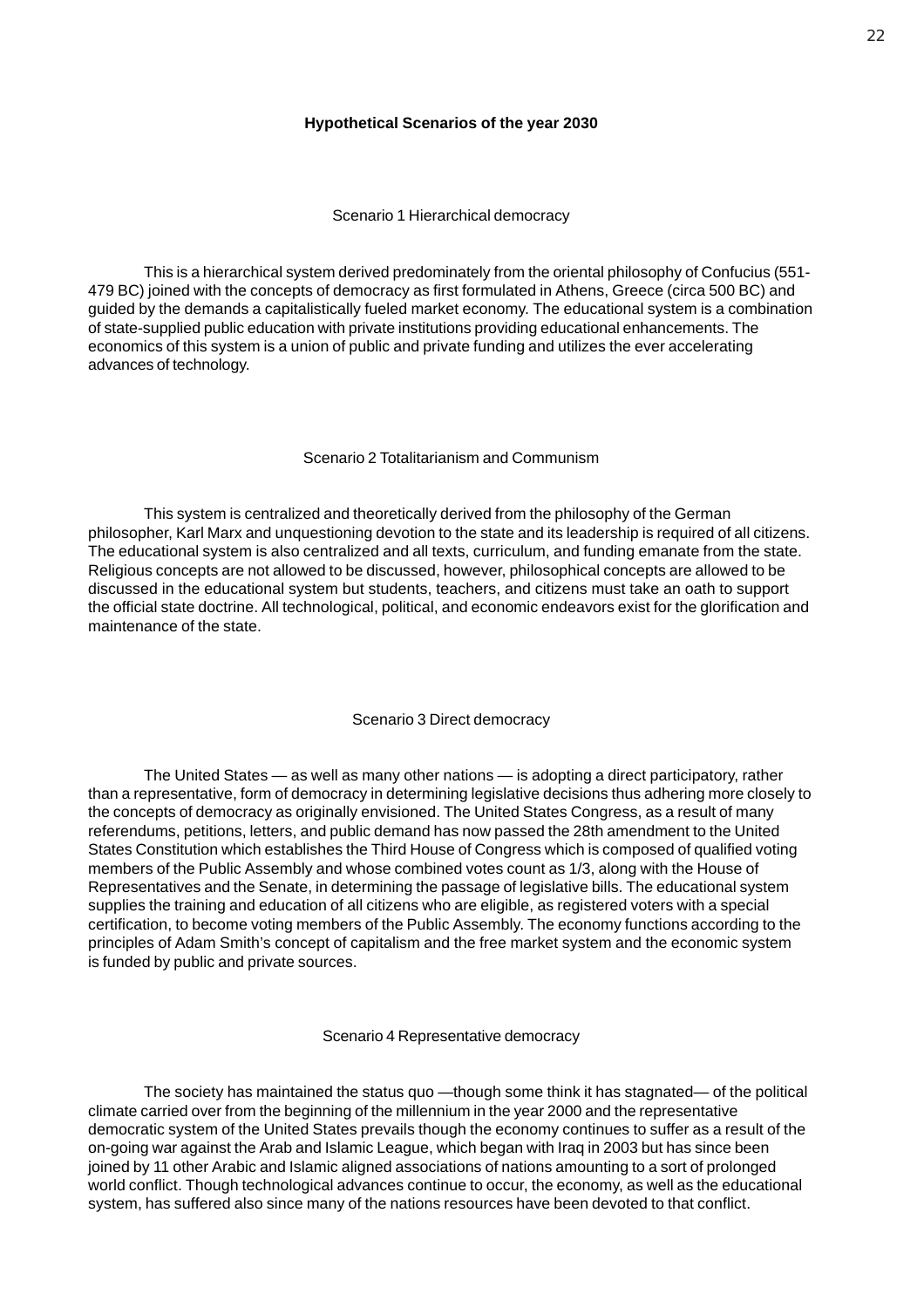## Hypothetical Scenarios of the year 2030

### Scenario 1 Hierarchical democracy

This is a hierarchical system derived predominately from the oriental philosophy of Confucius (551-479 BC) joined with the concepts of democracy as first formulated in Athens, Greece (circa 500 BC) and guided by the demands a capitalistically fueled market economy. The educational system is a combination of state-supplied public education with private institutions providing educational enhancements. The economics of this system is a union of public and private funding and utilizes the ever accelerating advances of technology.

### Scenario 2 Totalitarianism and Communism

This system is centralized and theoretically derived from the philosophy of the German philosopher, Karl Marx and unquestioning devotion to the state and its leadership is required of all citizens. The educational system is also centralized and all texts, curriculum, and funding emanate from the state. Religious concepts are not allowed to be discussed, however, philosophical concepts are allowed to be discussed in the educational system but students, teachers, and citizens must take an oath to support the official state doctrine. All technological, political, and economic endeavors exist for the glorification and maintenance of the state.

### Scenario 3 Direct democracy

The United States — as well as many other nations — is adopting a direct participatory, rather than a representative, form of democracy in determining legislative decisions thus adhering more closely to the concepts of democracy as originally envisioned. The United States Congress, as a result of many referendums, petitions, letters, and public demand has now passed the 28th amendment to the United States Constitution which establishes the Third House of Congress which is composed of qualified voting members of the Public Assembly and whose combined votes count as 1/3, along with the House of Representatives and the Senate, in determining the passage of legislative bills. The educational system supplies the training and education of all citizens who are eligible, as registered voters with a special certification, to become voting members of the Public Assembly. The economy functions according to the principles of Adam Smith's concept of capitalism and the free market system and the economic system is funded by public and private sources.

### Scenario 4 Representative democracy

The society has maintained the status quo —though some think it has stagnated— of the political climate carried over from the beginning of the millennium in the year 2000 and the representative democratic system of the United States prevails though the economy continues to suffer as a result of the on-going war against the Arab and Islamic League, which began with Iraq in 2003 but has since been joined by 11 other Arabic and Islamic aligned associations of nations amounting to a sort of prolonged world conflict. Though technological advances continue to occur, the economy, as well as the educational system, has suffered also since many of the nations resources have been devoted to that conflict.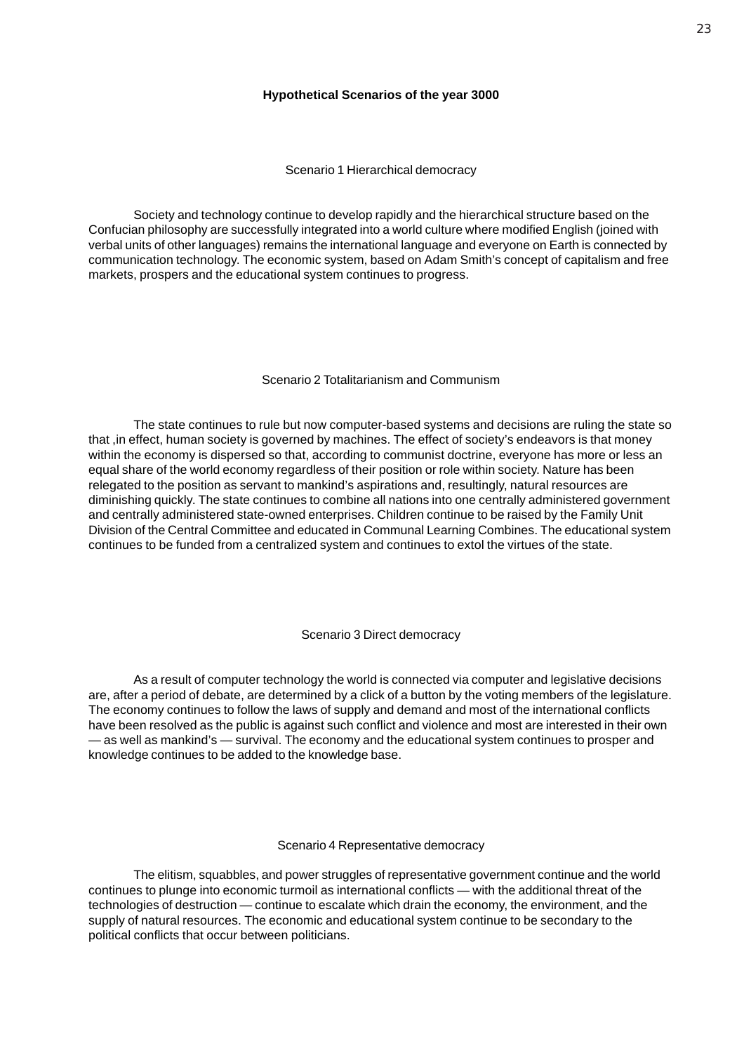## Hypothetical Scenarios of the year 3000

### Scenario 1 Hierarchical democracy

Society and technology continue to develop rapidly and the hierarchical structure based on the Confucian philosophy are successfully integrated into a world culture where modified English (joined with verbal units of other languages) remains the international language and everyone on Earth is connected by communication technology. The economic system, based on Adam Smith's concept of capitalism and free markets, prospers and the educational system continues to progress.

### Scenario 2 Totalitarianism and Communism

The state continues to rule but now computer-based systems and decisions are ruling the state so that ,in effect, human society is governed by machines. The effect of society's endeavors is that money within the economy is dispersed so that, according to communist doctrine, everyone has more or less an equal share of the world economy regardless of their position or role within society. Nature has been relegated to the position as servant to mankind's aspirations and, resultingly, natural resources are diminishing quickly. The state continues to combine all nations into one centrally administered government and centrally administered state-owned enterprises. Children continue to be raised by the Family Unit Division of the Central Committee and educated in Communal Learning Combines. The educational system continues to be funded from a centralized system and continues to extol the virtues of the state.

### Scenario 3 Direct democracy

As a result of computer technology the world is connected via computer and legislative decisions are, after a period of debate, are determined by a click of a button by the voting members of the legislature. The economy continues to follow the laws of supply and demand and most of the international conflicts have been resolved as the public is against such conflict and violence and most are interested in their own — as well as mankind's — survival. The economy and the educational system continues to prosper and knowledge continues to be added to the knowledge base.

### Scenario 4 Representative democracy

The elitism, squabbles, and power struggles of representative government continue and the world continues to plunge into economic turmoil as international conflicts — with the additional threat of the technologies of destruction — continue to escalate which drain the economy, the environment, and the supply of natural resources. The economic and educational system continue to be secondary to the political conflicts that occur between politicians.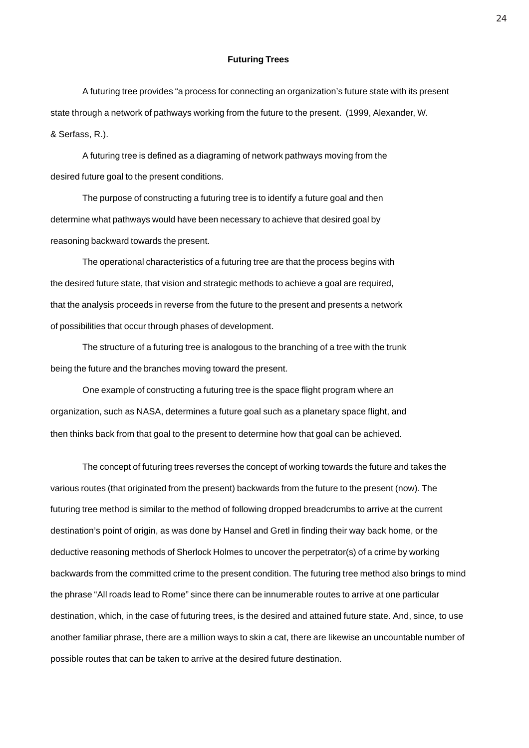## Futuring Trees

A futuring tree provides "a process for connecting an organization's future state with its present state through a network of pathways working from the future to the present. (1999, Alexander, W. & Serfass, R.).

A futuring tree is defined as a diagraming of network pathways moving from the desired future goal to the present conditions.

The purpose of constructing a futuring tree is to identify a future goal and then determine what pathways would have been necessary to achieve that desired goal by reasoning backward towards the present.

The operational characteristics of a futuring tree are that the process begins with the desired future state, that vision and strategic methods to achieve a goal are required, that the analysis proceeds in reverse from the future to the present and presents a network of possibilities that occur through phases of development.

The structure of a futuring tree is analogous to the branching of a tree with the trunk being the future and the branches moving toward the present.

One example of constructing a futuring tree is the space flight program where an organization, such as NASA, determines a future goal such as a planetary space flight, and then thinks back from that goal to the present to determine how that goal can be achieved.

The concept of futuring trees reverses the concept of working towards the future and takes the various routes (that originated from the present) backwards from the future to the present (now). The futuring tree method is similar to the method of following dropped breadcrumbs to arrive at the current destination's point of origin, as was done by Hansel and Gretl in finding their way back home, or the deductive reasoning methods of Sherlock Holmes to uncover the perpetrator(s) of a crime by working backwards from the committed crime to the present condition. The futuring tree method also brings to mind the phrase "All roads lead to Rome" since there can be innumerable routes to arrive at one particular destination, which, in the case of futuring trees, is the desired and attained future state. And, since, to use another familiar phrase, there are a million ways to skin a cat, there are likewise an uncountable number of possible routes that can be taken to arrive at the desired future destination.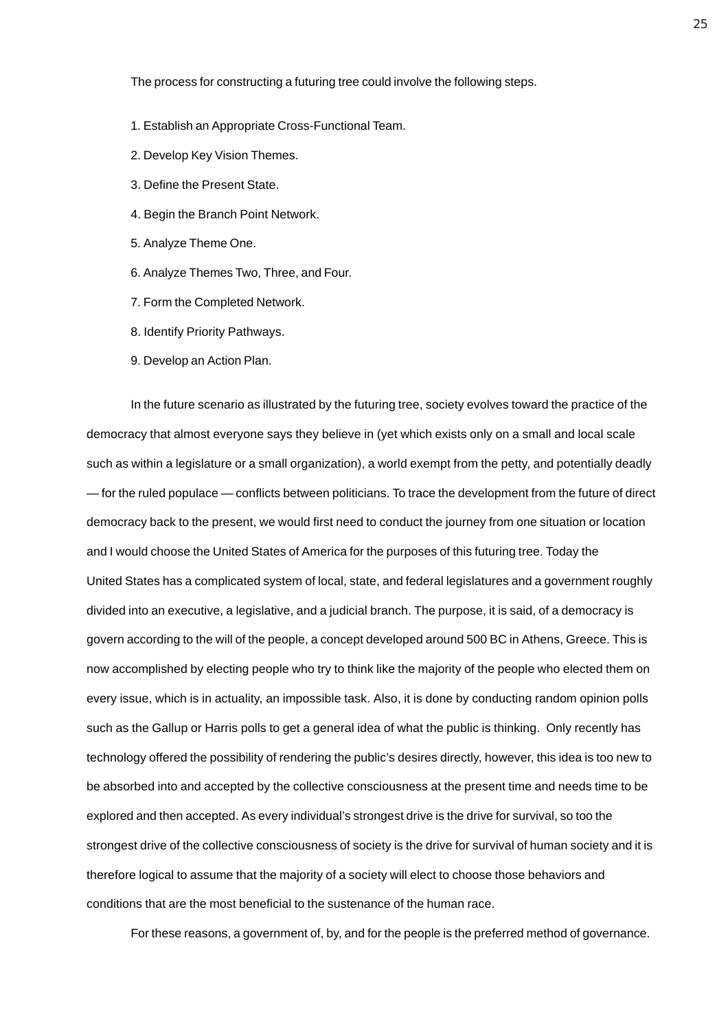The process for constructing a futuring tree could involve the following steps.

1. Establish an Appropriate Cross-Functional Team.

2. Develop Key Vision Themes.

3. Define the Present State.

4. Begin the Branch Point Network.

5. Analyze Theme One.

6. Analyze Themes Two, Three, and Four.

7. Form the Completed Network.

8. Identify Priority Pathways.

9. Develop an Action Plan.

In the future scenario as illustrated by the futuring tree, society evolves toward the practice of the democracy that almost everyone says they believe in (yet which exists only on a small and local scale such as within a legislature or a small organization), a world exempt from the petty, and potentially deadly — for the ruled populace — conflicts between politicians. To trace the development from the future of direct democracy back to the present, we would first need to conduct the journey from one situation or location and I would choose the United States of America for the purposes of this futuring tree. Today the United States has a complicated system of local, state, and federal legislatures and a government roughly divided into an executive, a legislative, and a judicial branch. The purpose, it is said, of a democracy is govern according to the will of the people, a concept developed around 500 BC in Athens, Greece. This is now accomplished by electing people who try to think like the majority of the people who elected them on every issue, which is in actuality, an impossible task. Also, it is done by conducting random opinion polls such as the Gallup or Harris polls to get a general idea of what the public is thinking. Only recently has technology offered the possibility of rendering the public's desires directly, however, this idea is too new to be absorbed into and accepted by the collective consciousness at the present time and needs time to be explored and then accepted. As every individual's strongest drive is the drive for survival, so too the strongest drive of the collective consciousness of society is the drive for survival of human society and it is therefore logical to assume that the majority of a society will elect to choose those behaviors and conditions that are the most beneficial to the sustenance of the human race.

For these reasons, a government of, by, and for the people is the preferred method of governance.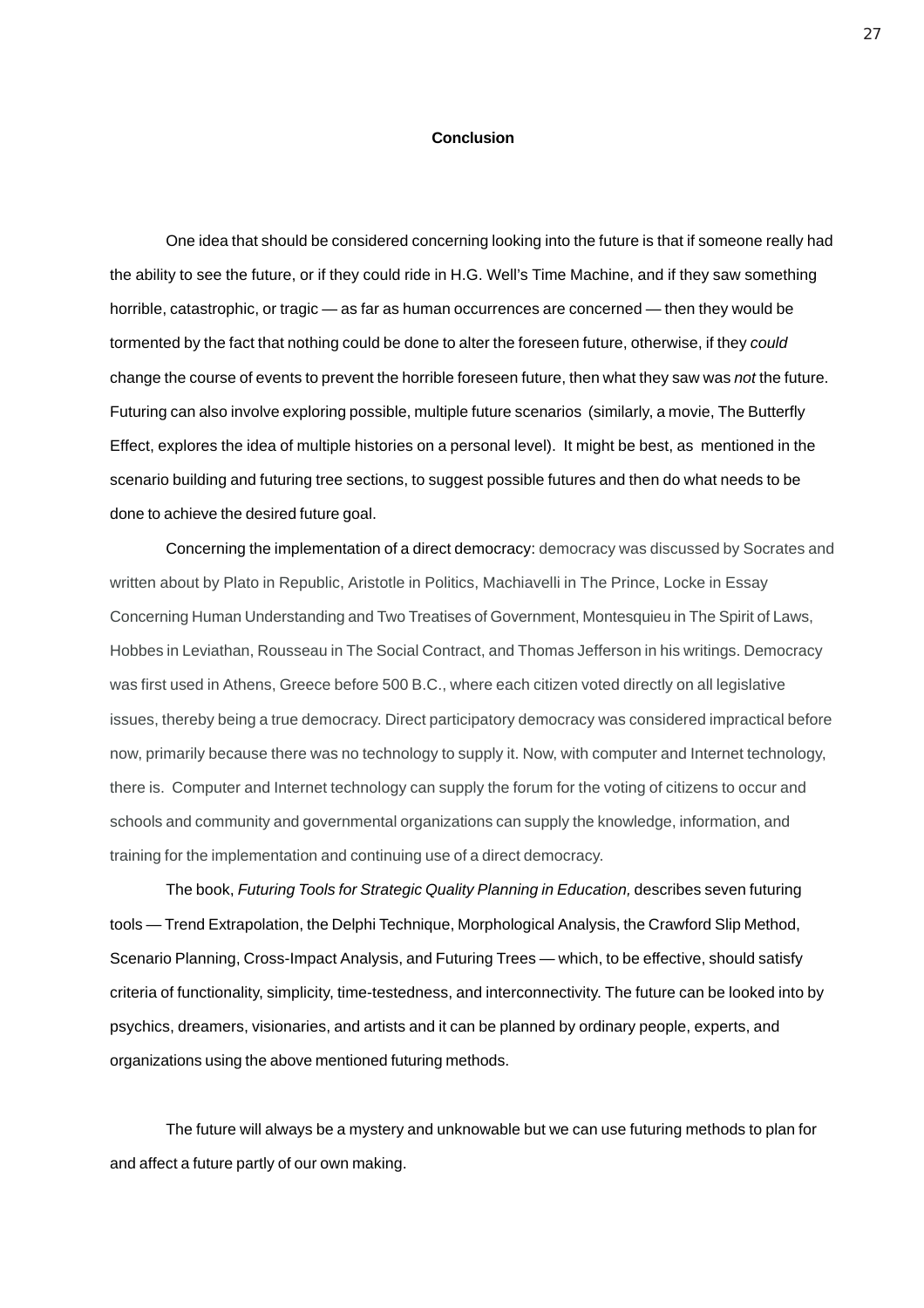## Conclusion

One idea that should be considered concerning looking into the future is that if someone really had the ability to see the future, or if they could ride in H.G. Well's Time Machine, and if they saw something horrible, catastrophic, or tragic — as far as human occurrences are concerned — then they would be tormented by the fact that nothing could be done to alter the foreseen future, otherwise, if they *could* change the course of events to prevent the horrible foreseen future, then what they saw was *not* the future. Futuring can also involve exploring possible, multiple future scenarios (similarly, a movie, The Butterfly Effect, explores the idea of multiple histories on a personal level). It might be best, as mentioned in the scenario building and futuring tree sections, to suggest possible futures and then do what needs to be done to achieve the desired future goal.

Concerning the implementation of a direct democracy: democracy was discussed by Socrates and written about by Plato in Republic, Aristotle in Politics, Machiavelli in The Prince, Locke in Essay Concerning Human Understanding and Two Treatises of Government, Montesquieu in The Spirit of Laws, Hobbes in Leviathan, Rousseau in The Social Contract, and Thomas Jefferson in his writings. Democracy was first used in Athens, Greece before 500 B.C., where each citizen voted directly on all legislative issues, thereby being a true democracy. Direct participatory democracy was considered impractical before now, primarily because there was no technology to supply it. Now, with computer and Internet technology, there is. Computer and Internet technology can supply the forum for the voting of citizens to occur and schools and community and governmental organizations can supply the knowledge, information, and training for the implementation and continuing use of a direct democracy.

The book, *Futuring Tools for Strategic Quality Planning in Education,* describes seven futuring tools — Trend Extrapolation, the Delphi Technique, Morphological Analysis, the Crawford Slip Method, Scenario Planning, Cross-Impact Analysis, and Futuring Trees — which, to be effective, should satisfy criteria of functionality, simplicity, time-testedness, and interconnectivity. The future can be looked into by psychics, dreamers, visionaries, and artists and it can be planned by ordinary people, experts, and organizations using the above mentioned futuring methods.

The future will always be a mystery and unknowable but we can use futuring methods to plan for and affect a future partly of our own making.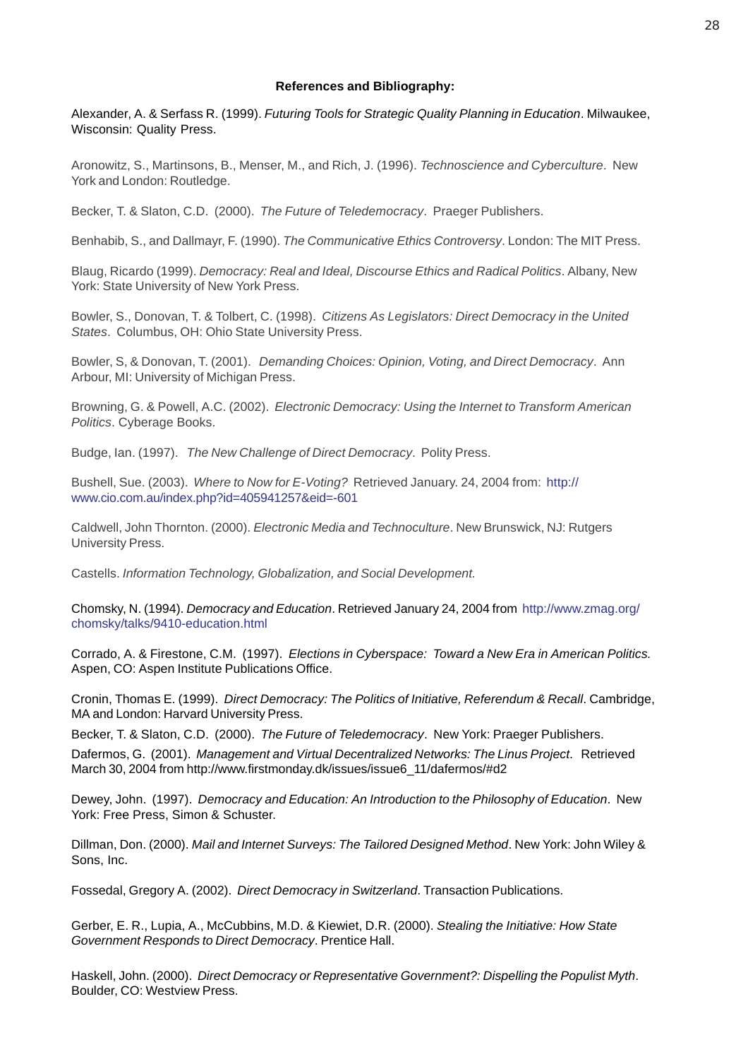**References and Bibliography:**

Alexander, A. & Serfass R. (1999). *Futuring Tools for Strategic Quality Planning in Education*. Milwaukee, Wisconsin: Quality Press.

Aronowitz, S., Martinsons, B., Menser, M., and Rich, J. (1996). *Technoscience and Cyberculture*. New York and London: Routledge.

Becker, T. & Slaton, C.D. (2000). *The Future of Teledemocracy*. Praeger Publishers.

Benhabib, S., and Dallmayr, F. (1990). *The Communicative Ethics Controversy*. London: The MIT Press.

Blaug, Ricardo (1999). *Democracy: Real and Ideal, Discourse Ethics and Radical Politics*. Albany, New York: State University of New York Press.

Bowler, S., Donovan, T. & Tolbert, C. (1998). *Citizens As Legislators: Direct Democracy in the United States*. Columbus, OH: Ohio State University Press.

Bowler, S, & Donovan, T. (2001). *Demanding Choices: Opinion, Voting, and Direct Democracy*. Ann Arbour, MI: University of Michigan Press.

Browning, G. & Powell, A.C. (2002). *Electronic Democracy: Using the Internet to Transform American Politics*. Cyberage Books.

Budge, Ian. (1997). *The New Challenge of Direct Democracy*. Polity Press.

Bushell, Sue. (2003). *Where to Now for E-Voting?* Retrieved January. 24, 2004 from: http://www.cio.com.au/index.php?id=405941257&eid=-601

Caldwell, John Thornton. (2000). *Electronic Media and Technoculture*. New Brunswick, NJ: Rutgers University Press.

Castells. *Information Technology, Globalization, and Social Development.*

Chomsky, N. (1994). *Democracy and Education*. Retrieved January 24, 2004 from http://www.zmag.org/chomsky/talks/9410-education.html

Corrado, A. & Firestone, C.M. (1997). *Elections in Cyberspace: Toward a New Era in American Politics.* Aspen, CO: Aspen Institute Publications Office.

Cronin, Thomas E. (1999). *Direct Democracy: The Politics of Initiative, Referendum & Recall*. Cambridge, MA and London: Harvard University Press.

Becker, T. & Slaton, C.D. (2000). *The Future of Teledemocracy*. New York: Praeger Publishers.

Dafermos, G. (2001). *Management and Virtual Decentralized Networks: The Linus Project.* Retrieved March 30, 2004 from http://www.firstmonday.dk/issues/issue6_11/dafermos/#d2

Dewey, John. (1997). *Democracy and Education: An Introduction to the Philosophy of Education*. New York: Free Press, Simon & Schuster.

Dillman, Don. (2000). *Mail and Internet Surveys: The Tailored Designed Method*. New York: John Wiley & Sons, Inc.

Fossedal, Gregory A. (2002). *Direct Democracy in Switzerland*. Transaction Publications.

Gerber, E. R., Lupia, A., McCubbins, M.D. & Kiewiet, D.R. (2000). *Stealing the Initiative: How State Government Responds to Direct Democracy*. Prentice Hall.

Haskell, John. (2000). *Direct Democracy or Representative Government?: Dispelling the Populist Myth*. Boulder, CO: Westview Press.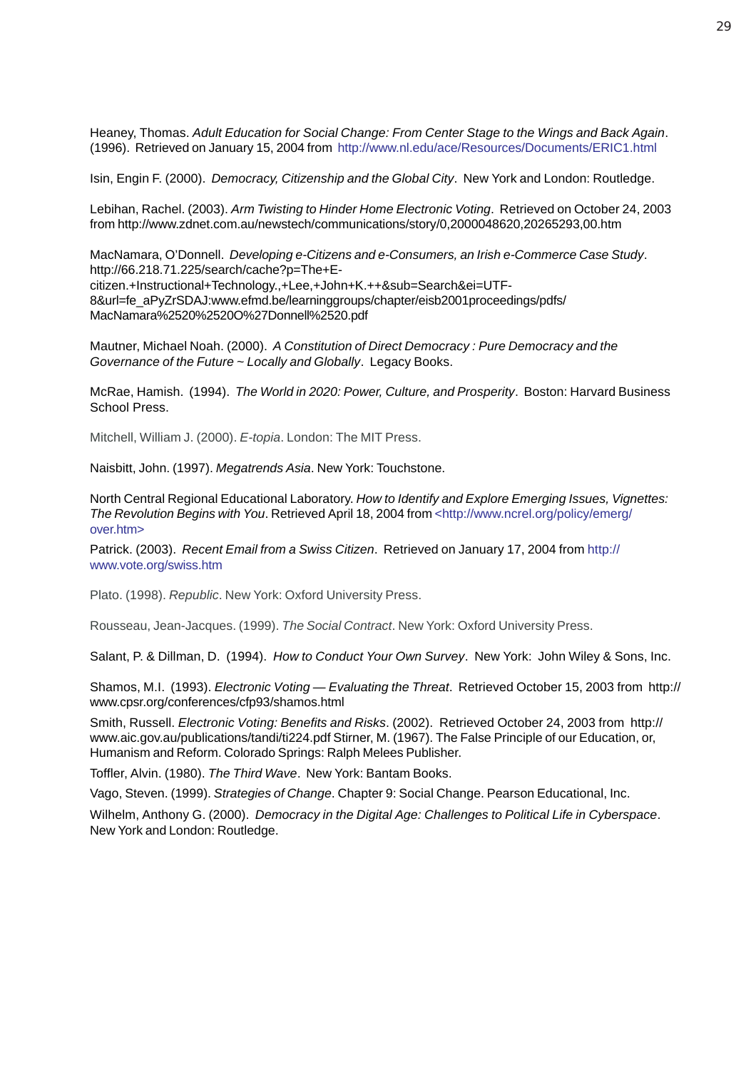Heaney, Thomas. *Adult Education for Social Change: From Center Stage to the Wings and Back Again*. (1996). Retrieved on January 15, 2004 from http://www.nl.edu/ace/Resources/Documents/ERIC1.html

Isin, Engin F. (2000). *Democracy, Citizenship and the Global City*. New York and London: Routledge.

Lebihan, Rachel. (2003). *Arm Twisting to Hinder Home Electronic Voting*. Retrieved on October 24, 2003 from http://www.zdnet.com.au/newstech/communications/story/0,2000048620,20265293,00.htm

MacNamara, O'Donnell. *Developing e-Citizens and e-Consumers, an Irish e-Commerce Case Study*. http://66.218.71.225/search/cache?p=The+E-citizen.+Instructional+Technology.,+Lee,+John+K.++&sub=Search&ei=UTF-8&url=fe_aPyZrSDAJ:www.efmd.be/learninggroups/chapter/eisb2001proceedings/pdfs/MacNamara%2520%2520O%27Donnell%2520.pdf

Mautner, Michael Noah. (2000). *A Constitution of Direct Democracy : Pure Democracy and the Governance of the Future ~ Locally and Globally*. Legacy Books.

McRae, Hamish. (1994). *The World in 2020: Power, Culture, and Prosperity*. Boston: Harvard Business School Press.

Mitchell, William J. (2000). *E-topia*. London: The MIT Press.

Naisbitt, John. (1997). *Megatrends Asia*. New York: Touchstone.

North Central Regional Educational Laboratory. *How to Identify and Explore Emerging Issues, Vignettes: The Revolution Begins with You*. Retrieved April 18, 2004 from <http://www.ncrel.org/policy/emerg/over.htm>

Patrick. (2003). *Recent Email from a Swiss Citizen*. Retrieved on January 17, 2004 from http://www.vote.org/swiss.htm

Plato. (1998). *Republic*. New York: Oxford University Press.

Rousseau, Jean-Jacques. (1999). *The Social Contract*. New York: Oxford University Press.

Salant, P. & Dillman, D. (1994). *How to Conduct Your Own Survey*. New York: John Wiley & Sons, Inc.

Shamos, M.I. (1993). *Electronic Voting — Evaluating the Threat*. Retrieved October 15, 2003 from http://www.cpsr.org/conferences/cfp93/shamos.html

Smith, Russell. *Electronic Voting: Benefits and Risks*. (2002). Retrieved October 24, 2003 from http://www.aic.gov.au/publications/tandi/ti224.pdf Stirner, M. (1967). The False Principle of our Education, or, Humanism and Reform. Colorado Springs: Ralph Melees Publisher.

Toffler, Alvin. (1980). *The Third Wave*. New York: Bantam Books.

Vago, Steven. (1999). *Strategies of Change*. Chapter 9: Social Change. Pearson Educational, Inc.

Wilhelm, Anthony G. (2000). *Democracy in the Digital Age: Challenges to Political Life in Cyberspace*. New York and London: Routledge.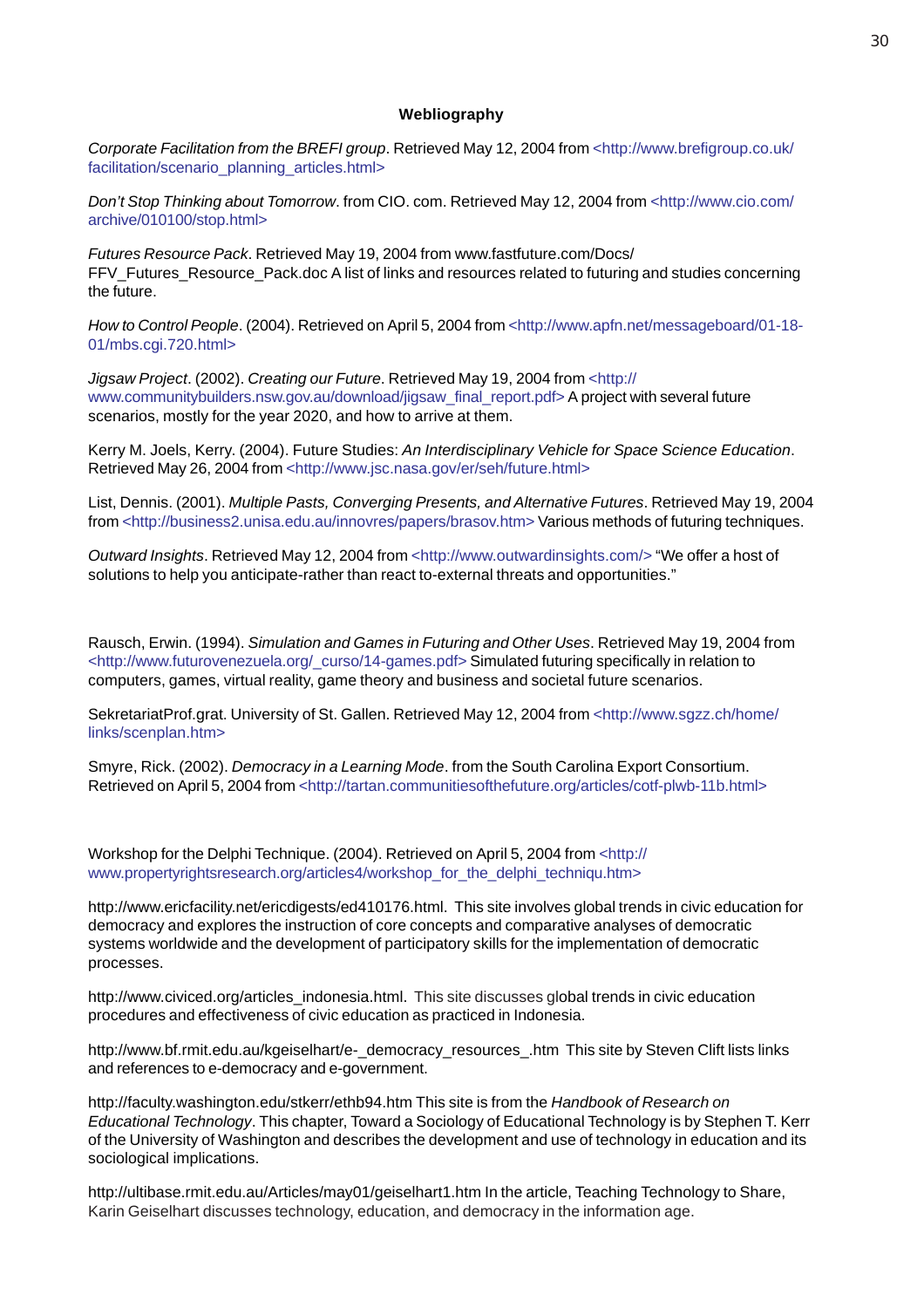### Webliography

*Corporate Facilitation from the BREFI group*. Retrieved May 12, 2004 from <http://www.brefigroup.co.uk/facilitation/scenario_planning_articles.html>

*Don't Stop Thinking about Tomorrow*. from CIO. com. Retrieved May 12, 2004 from <http://www.cio.com/archive/010100/stop.html>

*Futures Resource Pack*. Retrieved May 19, 2004 from www.fastfuture.com/Docs/FFV_Futures_Resource_Pack.doc A list of links and resources related to futuring and studies concerning the future.

*How to Control People*. (2004). Retrieved on April 5, 2004 from <http://www.apfn.net/messageboard/01-18-01/mbs.cgi.720.html>

*Jigsaw Project*. (2002). *Creating our Future*. Retrieved May 19, 2004 from <http://www.communitybuilders.nsw.gov.au/download/jigsaw_final_report.pdf> A project with several future scenarios, mostly for the year 2020, and how to arrive at them.

Kerry M. Joels, Kerry. (2004). Future Studies: *An Interdisciplinary Vehicle for Space Science Education*. Retrieved May 26, 2004 from <http://www.jsc.nasa.gov/er/seh/future.html>

List, Dennis. (2001). *Multiple Pasts, Converging Presents, and Alternative Futures*. Retrieved May 19, 2004 from <http://business2.unisa.edu.au/innovres/papers/brasov.htm> Various methods of futuring techniques.

*Outward Insights*. Retrieved May 12, 2004 from <http://www.outwardinsights.com/> "We offer a host of solutions to help you anticipate-rather than react to-external threats and opportunities."

Rausch, Erwin. (1994). *Simulation and Games in Futuring and Other Uses*. Retrieved May 19, 2004 from <http://www.futurovenezuela.org/_curso/14-games.pdf> Simulated futuring specifically in relation to computers, games, virtual reality, game theory and business and societal future scenarios.

SekretariatProf.grat. University of St. Gallen. Retrieved May 12, 2004 from <http://www.sgzz.ch/home/links/scenplan.htm>

Smyre, Rick. (2002). *Democracy in a Learning Mode*. from the South Carolina Export Consortium. Retrieved on April 5, 2004 from <http://tartan.communitiesofthefuture.org/articles/cotf-plwb-11b.html>

Workshop for the Delphi Technique. (2004). Retrieved on April 5, 2004 from <http://www.propertyrightsresearch.org/articles4/workshop_for_the_delphi_techniqu.htm>

http://www.ericfacility.net/ericdigests/ed410176.html. This site involves global trends in civic education for democracy and explores the instruction of core concepts and comparative analyses of democratic systems worldwide and the development of participatory skills for the implementation of democratic processes.

http://www.civiced.org/articles_indonesia.html. This site discusses global trends in civic education procedures and effectiveness of civic education as practiced in Indonesia.

http://www.bf.rmit.edu.au/kgeiselhart/e-_democracy_resources_.htm This site by Steven Clift lists links and references to e-democracy and e-government.

http://faculty.washington.edu/stkerr/ethb94.htm This site is from the *Handbook of Research on Educational Technology*. This chapter, Toward a Sociology of Educational Technology is by Stephen T. Kerr of the University of Washington and describes the development and use of technology in education and its sociological implications.

http://ultibase.rmit.edu.au/Articles/may01/geiselhart1.htm In the article, Teaching Technology to Share, Karin Geiselhart discusses technology, education, and democracy in the information age.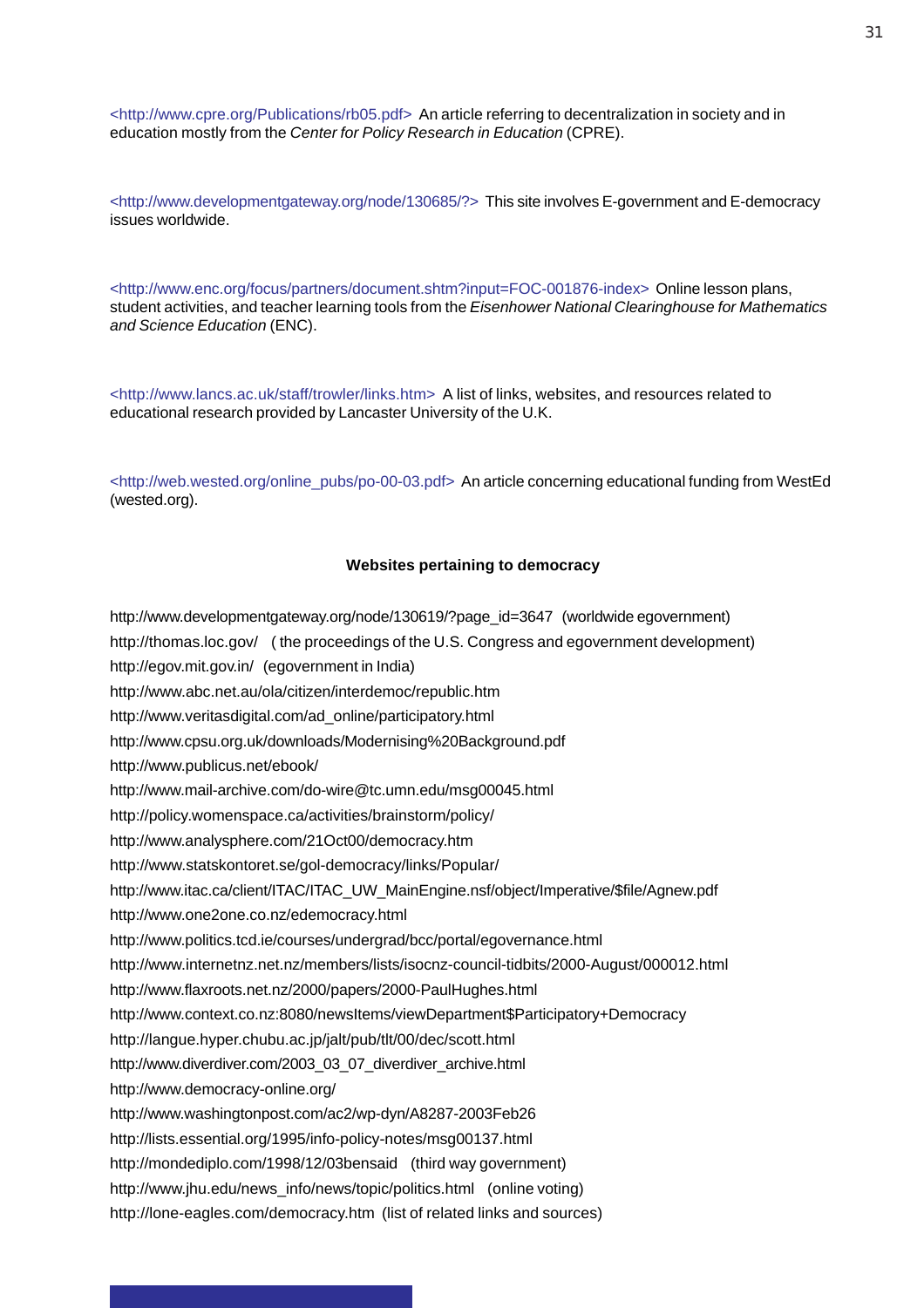<http://www.cpre.org/Publications/rb05.pdf> An article referring to decentralization in society and in education mostly from the *Center for Policy Research in Education* (CPRE).

<http://www.developmentgateway.org/node/130685/?> This site involves E-government and E-democracy issues worldwide.

<http://www.enc.org/focus/partners/document.shtm?input=FOC-001876-index> Online lesson plans, student activities, and teacher learning tools from the *Eisenhower National Clearinghouse for Mathematics and Science Education* (ENC).

<http://www.lancs.ac.uk/staff/trowler/links.htm> A list of links, websites, and resources related to educational research provided by Lancaster University of the U.K.

<http://web.wested.org/online_pubs/po-00-03.pdf> An article concerning educational funding from WestEd (wested.org).

**Websites pertaining to democracy**

http://www.developmentgateway.org/node/130619/?page_id=3647 (worldwide egovernment)
http://thomas.loc.gov/ ( the proceedings of the U.S. Congress and egovernment development)
http://egov.mit.gov.in/ (egovernment in India)
http://www.abc.net.au/ola/citizen/interdemoc/republic.htm
http://www.veritasdigital.com/ad_online/participatory.html
http://www.cpsu.org.uk/downloads/Modernising%20Background.pdf
http://www.publicus.net/ebook/
http://www.mail-archive.com/do-wire@tc.umn.edu/msg00045.html
http://policy.womenspace.ca/activities/brainstorm/policy/
http://www.analysphere.com/21Oct00/democracy.htm
http://www.statskontoret.se/gol-democracy/links/Popular/
http://www.itac.ca/client/ITAC/ITAC_UW_MainEngine.nsf/object/Imperative/$file/Agnew.pdf
http://www.one2one.co.nz/edemocracy.html
http://www.politics.tcd.ie/courses/undergrad/bcc/portal/egovernance.html
http://www.internetnz.net.nz/members/lists/isocnz-council-tidbits/2000-August/000012.html
http://www.flaxroots.net.nz/2000/papers/2000-PaulHughes.html
http://www.context.co.nz:8080/newsItems/viewDepartment$Participatory+Democracy
http://langue.hyper.chubu.ac.jp/jalt/pub/tlt/00/dec/scott.html
http://www.diverdiver.com/2003_03_07_diverdiver_archive.html
http://www.democracy-online.org/
http://www.washingtonpost.com/ac2/wp-dyn/A8287-2003Feb26
http://lists.essential.org/1995/info-policy-notes/msg00137.html
http://mondediplo.com/1998/12/03bensaid (third way government)
http://www.jhu.edu/news_info/news/topic/politics.html (online voting)
http://lone-eagles.com/democracy.htm (list of related links and sources)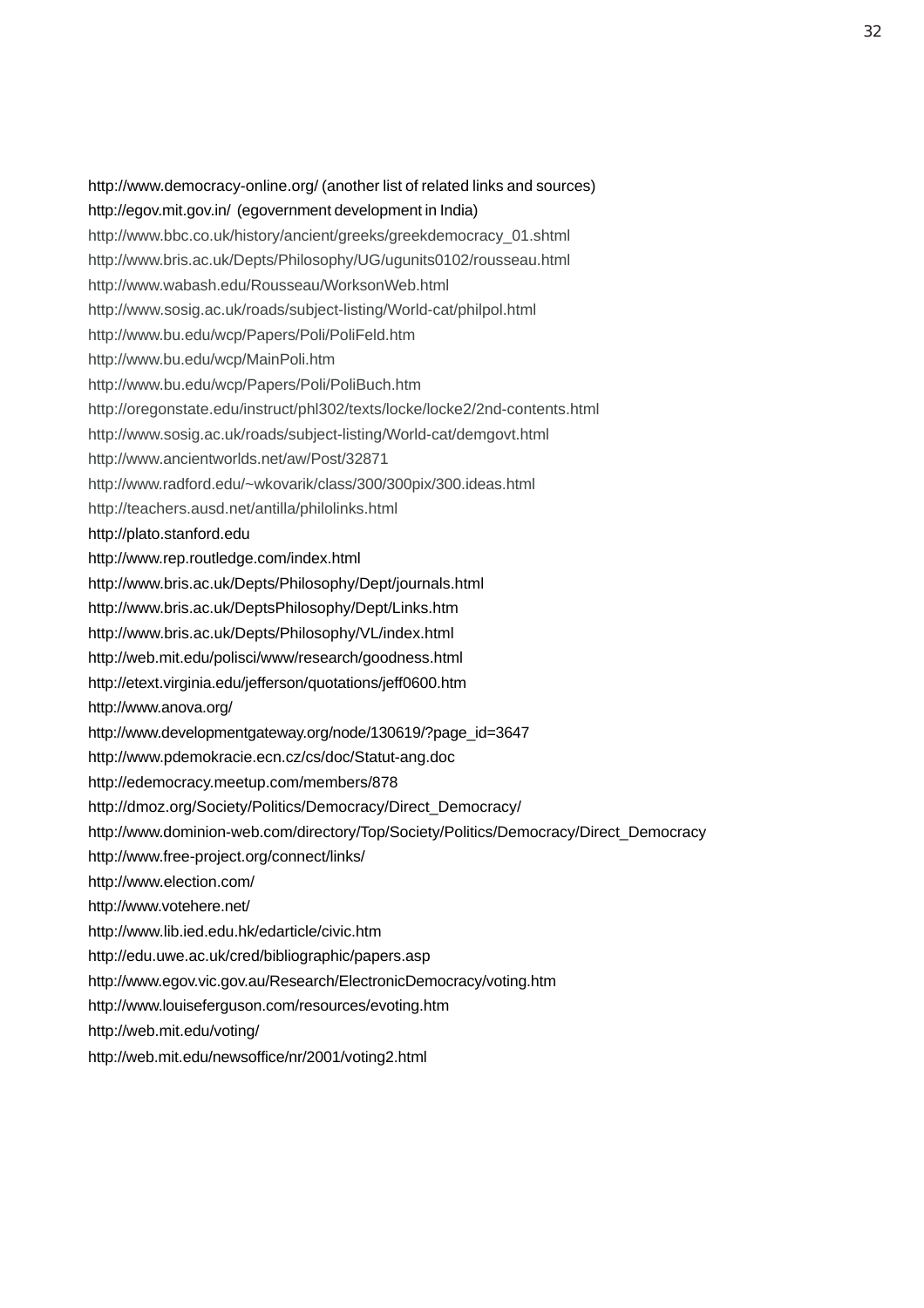http://www.democracy-online.org/ (another list of related links and sources)

http://egov.mit.gov.in/ (egovernment development in India)

http://www.bbc.co.uk/history/ancient/greeks/greekdemocracy_01.shtml

http://www.bris.ac.uk/Depts/Philosophy/UG/ugunits0102/rousseau.html

http://www.wabash.edu/Rousseau/WorksonWeb.html

http://www.sosig.ac.uk/roads/subject-listing/World-cat/philpol.html

http://www.bu.edu/wcp/Papers/Poli/PoliFeld.htm

http://www.bu.edu/wcp/MainPoli.htm

http://www.bu.edu/wcp/Papers/Poli/PoliBuch.htm

http://oregonstate.edu/instruct/phl302/texts/locke/locke2/2nd-contents.html

http://www.sosig.ac.uk/roads/subject-listing/World-cat/demgovt.html

http://www.ancientworlds.net/aw/Post/32871

http://www.radford.edu/~wkovarik/class/300/300pix/300.ideas.html

http://teachers.ausd.net/antilla/philolinks.html

http://plato.stanford.edu

http://www.rep.routledge.com/index.html

http://www.bris.ac.uk/Depts/Philosophy/Dept/journals.html

http://www.bris.ac.uk/DeptsPhilosophy/Dept/Links.htm

http://www.bris.ac.uk/Depts/Philosophy/VL/index.html

http://web.mit.edu/polisci/www/research/goodness.html

http://etext.virginia.edu/jefferson/quotations/jeff0600.htm

http://www.anova.org/

http://www.developmentgateway.org/node/130619/?page_id=3647

http://www.pdemokracie.ecn.cz/cs/doc/Statut-ang.doc

http://edemocracy.meetup.com/members/878

http://dmoz.org/Society/Politics/Democracy/Direct_Democracy/

http://www.dominion-web.com/directory/Top/Society/Politics/Democracy/Direct_Democracy

http://www.free-project.org/connect/links/

http://www.election.com/

http://www.votehere.net/

http://www.lib.ied.edu.hk/edarticle/civic.htm

http://edu.uwe.ac.uk/cred/bibliographic/papers.asp

http://www.egov.vic.gov.au/Research/ElectronicDemocracy/voting.htm

http://www.louiseferguson.com/resources/evoting.htm

http://web.mit.edu/voting/

http://web.mit.edu/newsoffice/nr/2001/voting2.html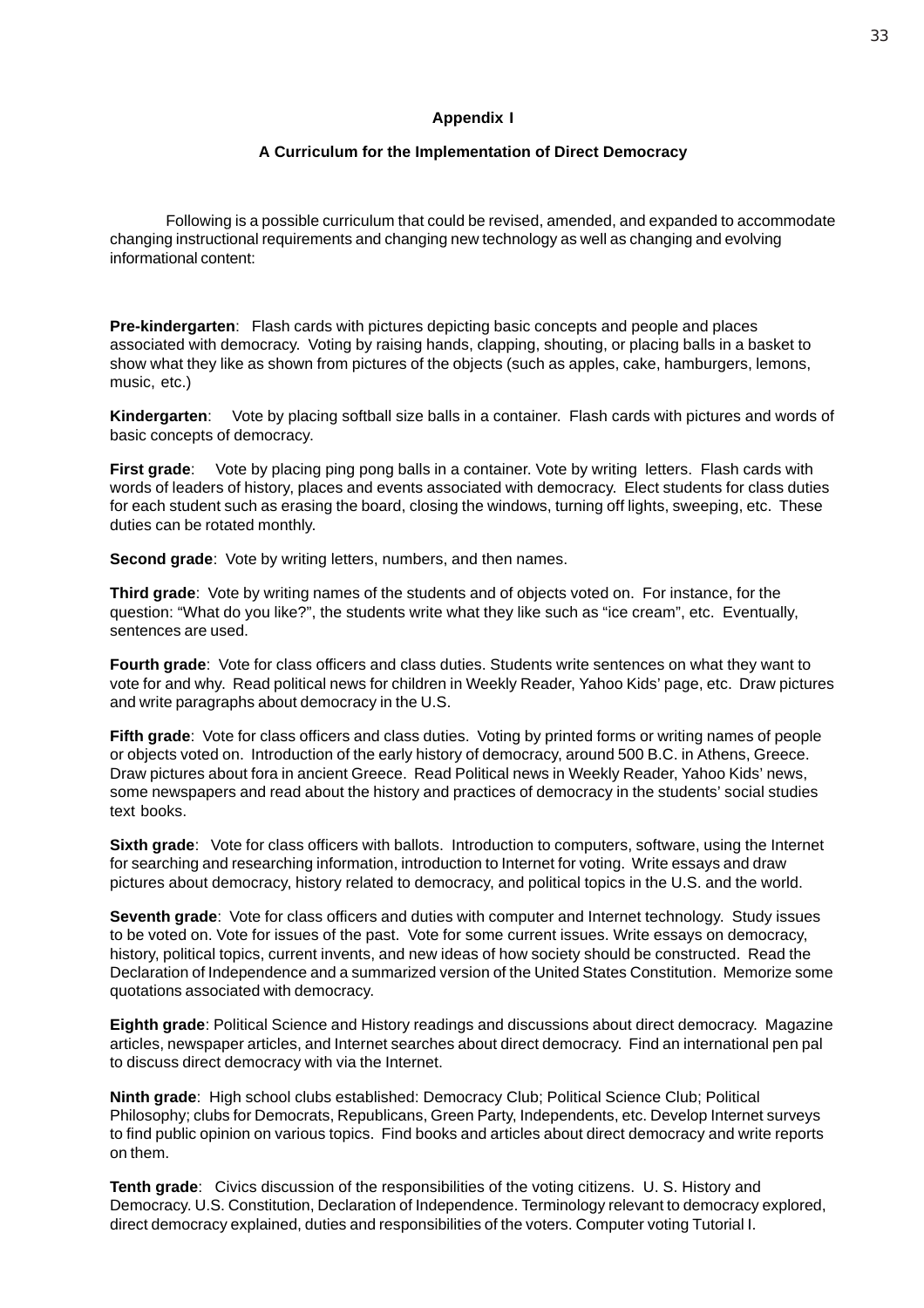## Appendix I

### A Curriculum for the Implementation of Direct Democracy

Following is a possible curriculum that could be revised, amended, and expanded to accommodate changing instructional requirements and changing new technology as well as changing and evolving informational content:

**Pre-kindergarten**: Flash cards with pictures depicting basic concepts and people and places associated with democracy. Voting by raising hands, clapping, shouting, or placing balls in a basket to show what they like as shown from pictures of the objects (such as apples, cake, hamburgers, lemons, music, etc.)

**Kindergarten**: Vote by placing softball size balls in a container. Flash cards with pictures and words of basic concepts of democracy.

**First grade**: Vote by placing ping pong balls in a container. Vote by writing letters. Flash cards with words of leaders of history, places and events associated with democracy. Elect students for class duties for each student such as erasing the board, closing the windows, turning off lights, sweeping, etc. These duties can be rotated monthly.

**Second grade**: Vote by writing letters, numbers, and then names.

**Third grade**: Vote by writing names of the students and of objects voted on. For instance, for the question: "What do you like?", the students write what they like such as "ice cream", etc. Eventually, sentences are used.

**Fourth grade**: Vote for class officers and class duties. Students write sentences on what they want to vote for and why. Read political news for children in Weekly Reader, Yahoo Kids' page, etc. Draw pictures and write paragraphs about democracy in the U.S.

**Fifth grade**: Vote for class officers and class duties. Voting by printed forms or writing names of people or objects voted on. Introduction of the early history of democracy, around 500 B.C. in Athens, Greece. Draw pictures about fora in ancient Greece. Read Political news in Weekly Reader, Yahoo Kids' news, some newspapers and read about the history and practices of democracy in the students' social studies text books.

**Sixth grade**: Vote for class officers with ballots. Introduction to computers, software, using the Internet for searching and researching information, introduction to Internet for voting. Write essays and draw pictures about democracy, history related to democracy, and political topics in the U.S. and the world.

**Seventh grade**: Vote for class officers and duties with computer and Internet technology. Study issues to be voted on. Vote for issues of the past. Vote for some current issues. Write essays on democracy, history, political topics, current invents, and new ideas of how society should be constructed. Read the Declaration of Independence and a summarized version of the United States Constitution. Memorize some quotations associated with democracy.

**Eighth grade**: Political Science and History readings and discussions about direct democracy. Magazine articles, newspaper articles, and Internet searches about direct democracy. Find an international pen pal to discuss direct democracy with via the Internet.

**Ninth grade**: High school clubs established: Democracy Club; Political Science Club; Political Philosophy; clubs for Democrats, Republicans, Green Party, Independents, etc. Develop Internet surveys to find public opinion on various topics. Find books and articles about direct democracy and write reports on them.

**Tenth grade**: Civics discussion of the responsibilities of the voting citizens. U. S. History and Democracy. U.S. Constitution, Declaration of Independence. Terminology relevant to democracy explored, direct democracy explained, duties and responsibilities of the voters. Computer voting Tutorial I.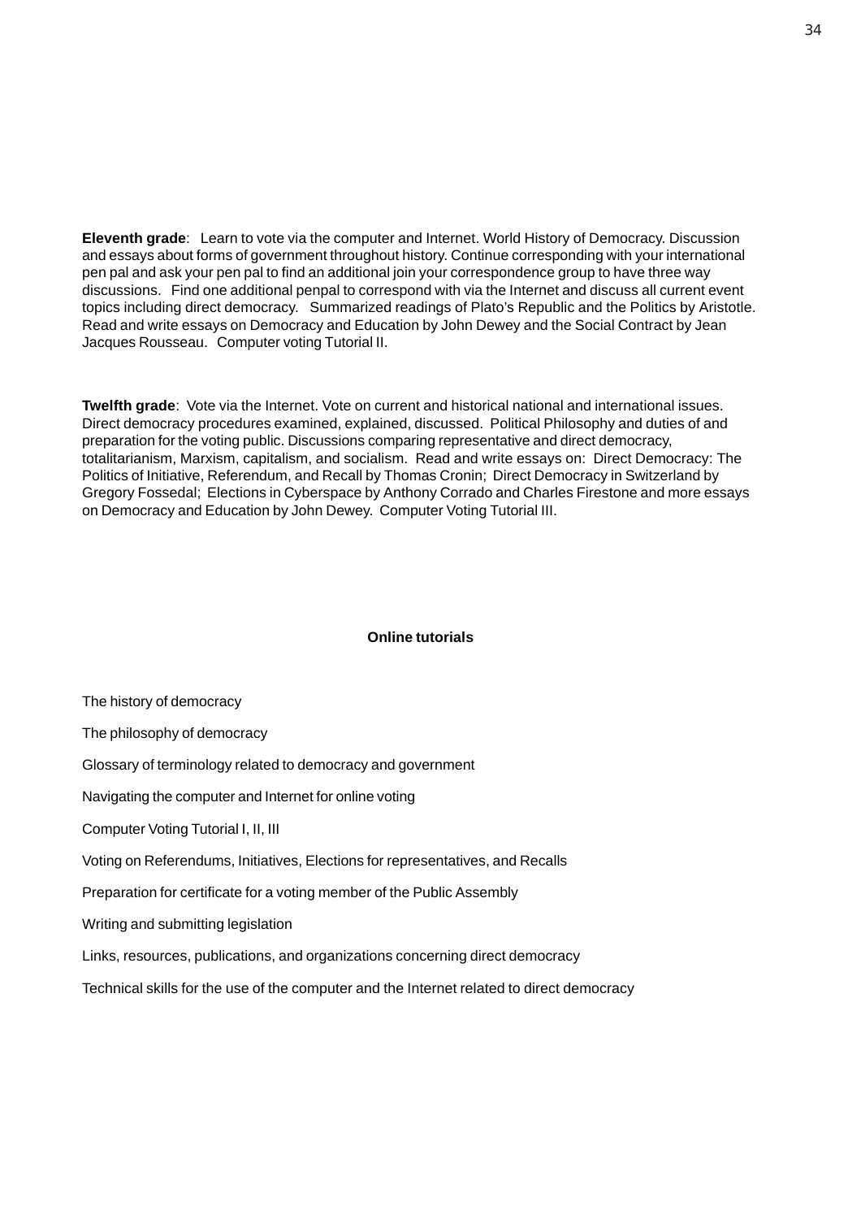**Eleventh grade**: Learn to vote via the computer and Internet. World History of Democracy. Discussion and essays about forms of government throughout history. Continue corresponding with your international pen pal and ask your pen pal to find an additional join your correspondence group to have three way discussions. Find one additional penpal to correspond with via the Internet and discuss all current event topics including direct democracy. Summarized readings of Plato's Republic and the Politics by Aristotle. Read and write essays on Democracy and Education by John Dewey and the Social Contract by Jean Jacques Rousseau. Computer voting Tutorial II.

**Twelfth grade**: Vote via the Internet. Vote on current and historical national and international issues. Direct democracy procedures examined, explained, discussed. Political Philosophy and duties of and preparation for the voting public. Discussions comparing representative and direct democracy, totalitarianism, Marxism, capitalism, and socialism. Read and write essays on: Direct Democracy: The Politics of Initiative, Referendum, and Recall by Thomas Cronin; Direct Democracy in Switzerland by Gregory Fossedal; Elections in Cyberspace by Anthony Corrado and Charles Firestone and more essays on Democracy and Education by John Dewey. Computer Voting Tutorial III.

**Online tutorials**

The history of democracy

The philosophy of democracy

Glossary of terminology related to democracy and government

Navigating the computer and Internet for online voting

Computer Voting Tutorial I, II, III

Voting on Referendums, Initiatives, Elections for representatives, and Recalls

Preparation for certificate for a voting member of the Public Assembly

Writing and submitting legislation

Links, resources, publications, and organizations concerning direct democracy

Technical skills for the use of the computer and the Internet related to direct democracy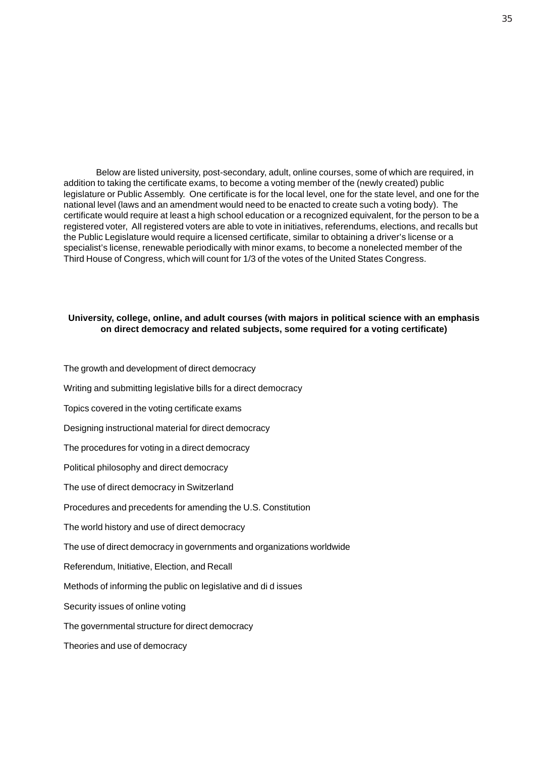Below are listed university, post-secondary, adult, online courses, some of which are required, in addition to taking the certificate exams, to become a voting member of the (newly created) public legislature or Public Assembly. One certificate is for the local level, one for the state level, and one for the national level (laws and an amendment would need to be enacted to create such a voting body). The certificate would require at least a high school education or a recognized equivalent, for the person to be a registered voter, All registered voters are able to vote in initiatives, referendums, elections, and recalls but the Public Legislature would require a licensed certificate, similar to obtaining a driver's license or a specialist's license, renewable periodically with minor exams, to become a nonelected member of the Third House of Congress, which will count for 1/3 of the votes of the United States Congress.

**University, college, online, and adult courses (with majors in political science with an emphasis on direct democracy and related subjects, some required for a voting certificate)**

The growth and development of direct democracy

Writing and submitting legislative bills for a direct democracy

Topics covered in the voting certificate exams

Designing instructional material for direct democracy

The procedures for voting in a direct democracy

Political philosophy and direct democracy

The use of direct democracy in Switzerland

Procedures and precedents for amending the U.S. Constitution

The world history and use of direct democracy

The use of direct democracy in governments and organizations worldwide

Referendum, Initiative, Election, and Recall

Methods of informing the public on legislative and di d issues

Security issues of online voting

The governmental structure for direct democracy

Theories and use of democracy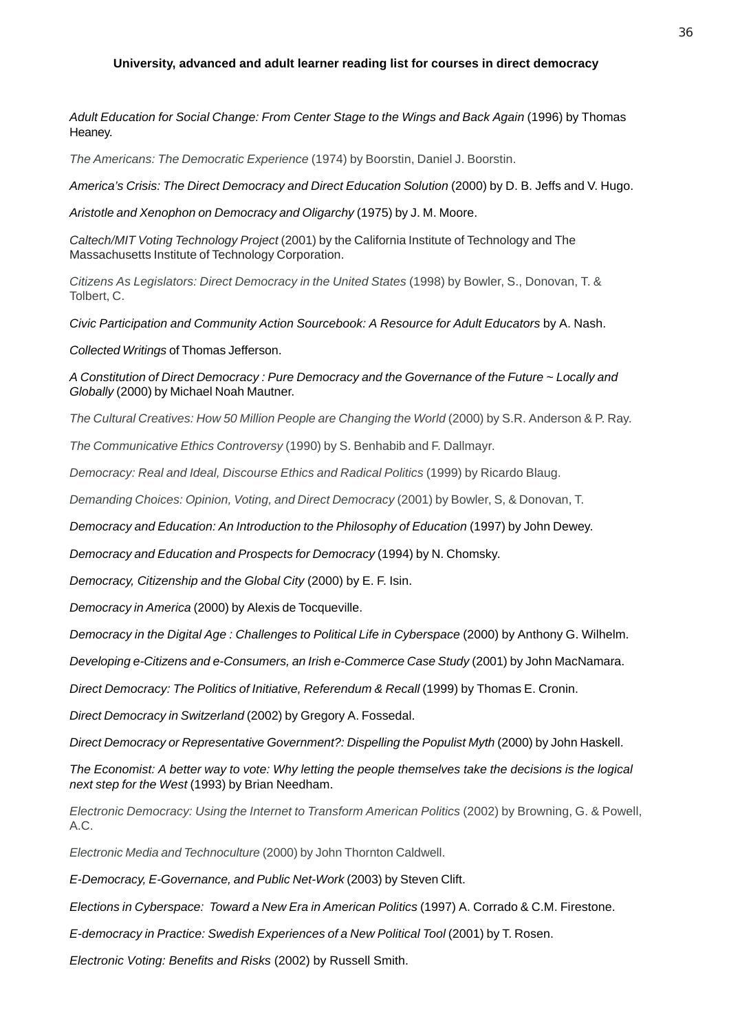**University, advanced and adult learner reading list for courses in direct democracy**

*Adult Education for Social Change: From Center Stage to the Wings and Back Again* (1996) by Thomas Heaney.

*The Americans: The Democratic Experience* (1974) by Boorstin, Daniel J. Boorstin.

*America's Crisis: The Direct Democracy and Direct Education Solution* (2000) by D. B. Jeffs and V. Hugo.

*Aristotle and Xenophon on Democracy and Oligarchy* (1975) by J. M. Moore.

*Caltech/MIT Voting Technology Project* (2001) by the California Institute of Technology and The Massachusetts Institute of Technology Corporation.

*Citizens As Legislators: Direct Democracy in the United States* (1998) by Bowler, S., Donovan, T. & Tolbert, C.

*Civic Participation and Community Action Sourcebook: A Resource for Adult Educators* by A. Nash.

*Collected Writings* of Thomas Jefferson.

*A Constitution of Direct Democracy : Pure Democracy and the Governance of the Future ~ Locally and Globally* (2000) by Michael Noah Mautner.

*The Cultural Creatives: How 50 Million People are Changing the World* (2000) by S.R. Anderson & P. Ray.

*The Communicative Ethics Controversy* (1990) by S. Benhabib and F. Dallmayr.

*Democracy: Real and Ideal, Discourse Ethics and Radical Politics* (1999) by Ricardo Blaug.

*Demanding Choices: Opinion, Voting, and Direct Democracy* (2001) by Bowler, S, & Donovan, T.

*Democracy and Education: An Introduction to the Philosophy of Education* (1997) by John Dewey.

*Democracy and Education and Prospects for Democracy* (1994) by N. Chomsky.

*Democracy, Citizenship and the Global City* (2000) by E. F. Isin.

*Democracy in America* (2000) by Alexis de Tocqueville.

*Democracy in the Digital Age : Challenges to Political Life in Cyberspace* (2000) by Anthony G. Wilhelm.

*Developing e-Citizens and e-Consumers, an Irish e-Commerce Case Study* (2001) by John MacNamara.

*Direct Democracy: The Politics of Initiative, Referendum & Recall* (1999) by Thomas E. Cronin.

*Direct Democracy in Switzerland* (2002) by Gregory A. Fossedal.

*Direct Democracy or Representative Government?: Dispelling the Populist Myth* (2000) by John Haskell.

*The Economist: A better way to vote: Why letting the people themselves take the decisions is the logical next step for the West* (1993) by Brian Needham.

*Electronic Democracy: Using the Internet to Transform American Politics* (2002) by Browning, G. & Powell, A.C.

*Electronic Media and Technoculture* (2000) by John Thornton Caldwell.

*E-Democracy, E-Governance, and Public Net-Work* (2003) by Steven Clift.

*Elections in Cyberspace: Toward a New Era in American Politics* (1997) A. Corrado & C.M. Firestone.

*E-democracy in Practice: Swedish Experiences of a New Political Tool* (2001) by T. Rosen.

*Electronic Voting: Benefits and Risks* (2002) by Russell Smith.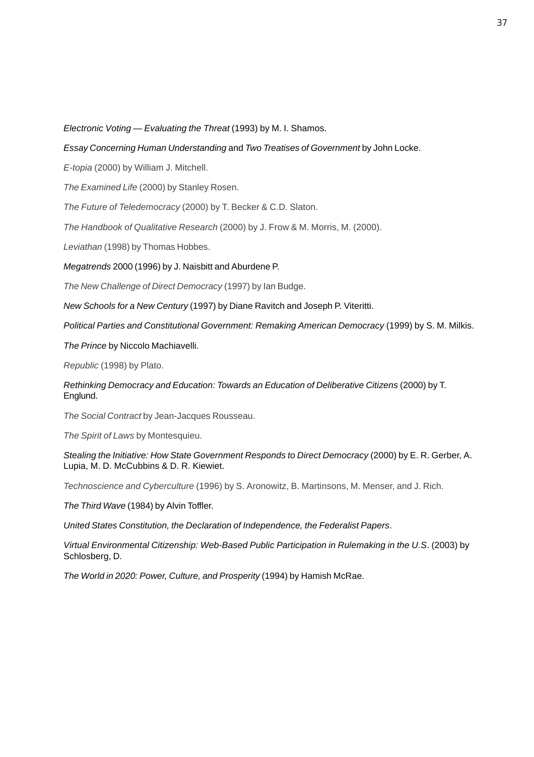*Electronic Voting — Evaluating the Threat* (1993) by M. I. Shamos.

*Essay Concerning Human Understanding* and *Two Treatises of Government* by John Locke.

*E-topia* (2000) by William J. Mitchell.

*The Examined Life* (2000) by Stanley Rosen.

*The Future of Teledemocracy* (2000) by T. Becker & C.D. Slaton.

*The Handbook of Qualitative Research* (2000) by J. Frow & M. Morris, M. (2000).

*Leviathan* (1998) by Thomas Hobbes.

*Megatrends* 2000 (1996) by J. Naisbitt and Aburdene P.

*The New Challenge of Direct Democracy* (1997) by Ian Budge.

*New Schools for a New Century* (1997) by Diane Ravitch and Joseph P. Viteritti.

*Political Parties and Constitutional Government: Remaking American Democracy* (1999) by S. M. Milkis.

*The Prince* by Niccolo Machiavelli.

*Republic* (1998) by Plato.

*Rethinking Democracy and Education: Towards an Education of Deliberative Citizens* (2000) by T. Englund.

*The Social Contract* by Jean-Jacques Rousseau.

*The Spirit of Laws* by Montesquieu.

*Stealing the Initiative: How State Government Responds to Direct Democracy* (2000) by E. R. Gerber, A. Lupia, M. D. McCubbins & D. R. Kiewiet.

*Technoscience and Cyberculture* (1996) by S. Aronowitz, B. Martinsons, M. Menser, and J. Rich.

*The Third Wave* (1984) by Alvin Toffler.

*United States Constitution, the Declaration of Independence, the Federalist Papers*.

*Virtual Environmental Citizenship: Web-Based Public Participation in Rulemaking in the U.S*. (2003) by Schlosberg, D.

*The World in 2020: Power, Culture, and Prosperity* (1994) by Hamish McRae.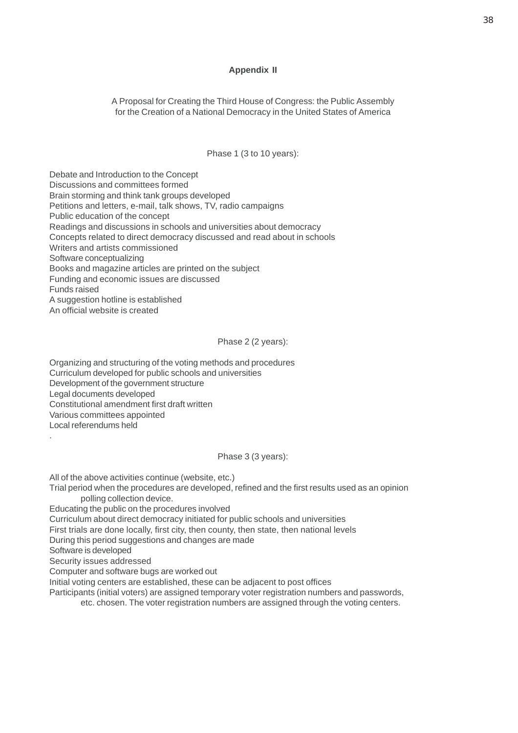## Appendix II

A Proposal for Creating the Third House of Congress: the Public Assembly for the Creation of a National Democracy in the United States of America

### Phase 1 (3 to 10 years):

Debate and Introduction to the Concept
Discussions and committees formed
Brain storming and think tank groups developed
Petitions and letters, e-mail, talk shows, TV, radio campaigns
Public education of the concept
Readings and discussions in schools and universities about democracy
Concepts related to direct democracy discussed and read about in schools
Writers and artists commissioned
Software conceptualizing
Books and magazine articles are printed on the subject
Funding and economic issues are discussed
Funds raised
A suggestion hotline is established
An official website is created

### Phase 2 (2 years):

Organizing and structuring of the voting methods and procedures
Curriculum developed for public schools and universities
Development of the government structure
Legal documents developed
Constitutional amendment first draft written
Various committees appointed
Local referendums held
.

### Phase 3 (3 years):

All of the above activities continue (website, etc.)
Trial period when the procedures are developed, refined and the first results used as an opinion polling collection device.
Educating the public on the procedures involved
Curriculum about direct democracy initiated for public schools and universities
First trials are done locally, first city, then county, then state, then national levels
During this period suggestions and changes are made
Software is developed
Security issues addressed
Computer and software bugs are worked out
Initial voting centers are established, these can be adjacent to post offices
Participants (initial voters) are assigned temporary voter registration numbers and passwords, etc. chosen. The voter registration numbers are assigned through the voting centers.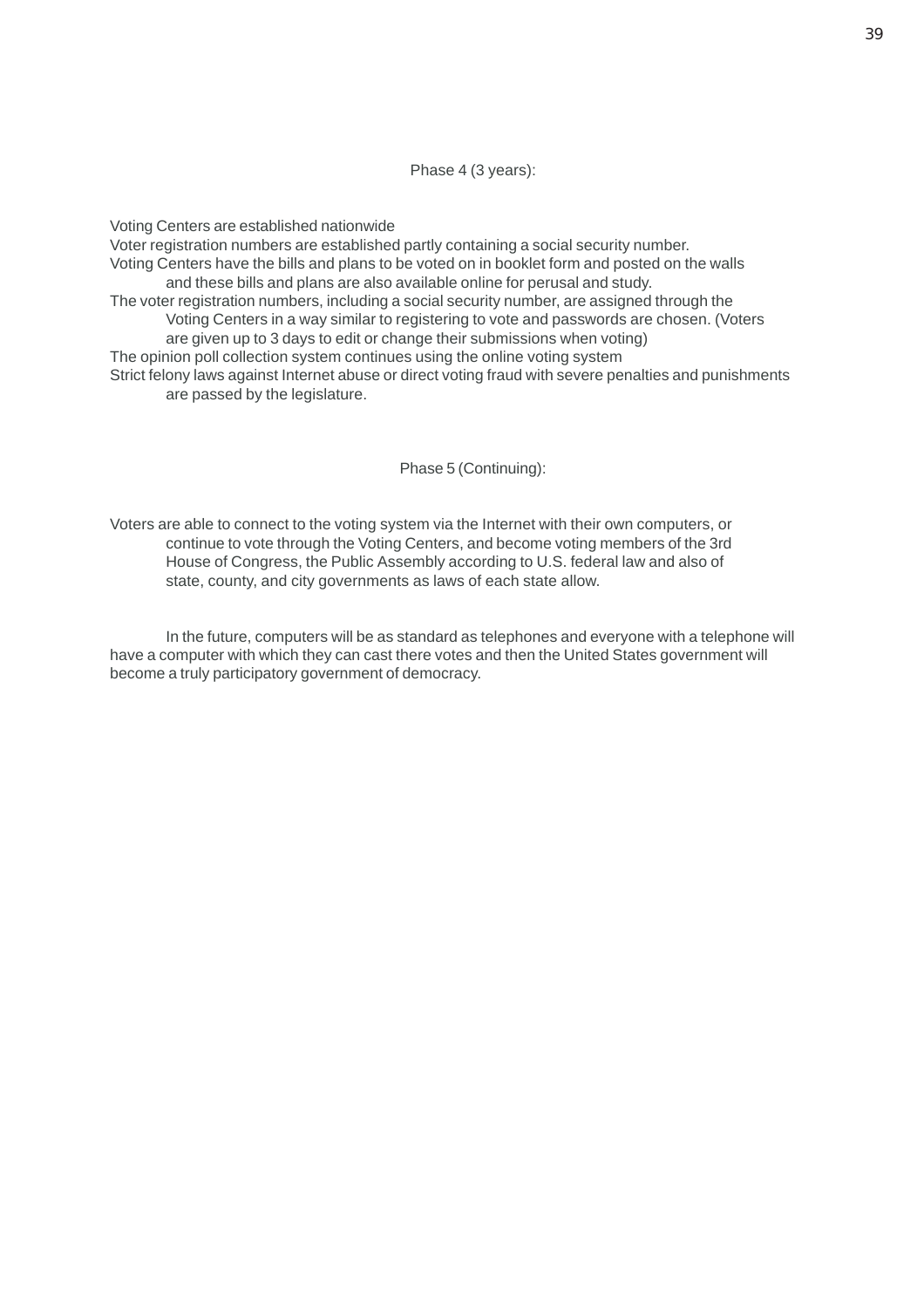Phase 4 (3 years):

Voting Centers are established nationwide
Voter registration numbers are established partly containing a social security number.
Voting Centers have the bills and plans to be voted on in booklet form and posted on the walls and these bills and plans are also available online for perusal and study.
The voter registration numbers, including a social security number, are assigned through the Voting Centers in a way similar to registering to vote and passwords are chosen. (Voters are given up to 3 days to edit or change their submissions when voting)
The opinion poll collection system continues using the online voting system
Strict felony laws against Internet abuse or direct voting fraud with severe penalties and punishments are passed by the legislature.

Phase 5 (Continuing):

Voters are able to connect to the voting system via the Internet with their own computers, or continue to vote through the Voting Centers, and become voting members of the 3rd House of Congress, the Public Assembly according to U.S. federal law and also of state, county, and city governments as laws of each state allow.

In the future, computers will be as standard as telephones and everyone with a telephone will have a computer with which they can cast there votes and then the United States government will become a truly participatory government of democracy.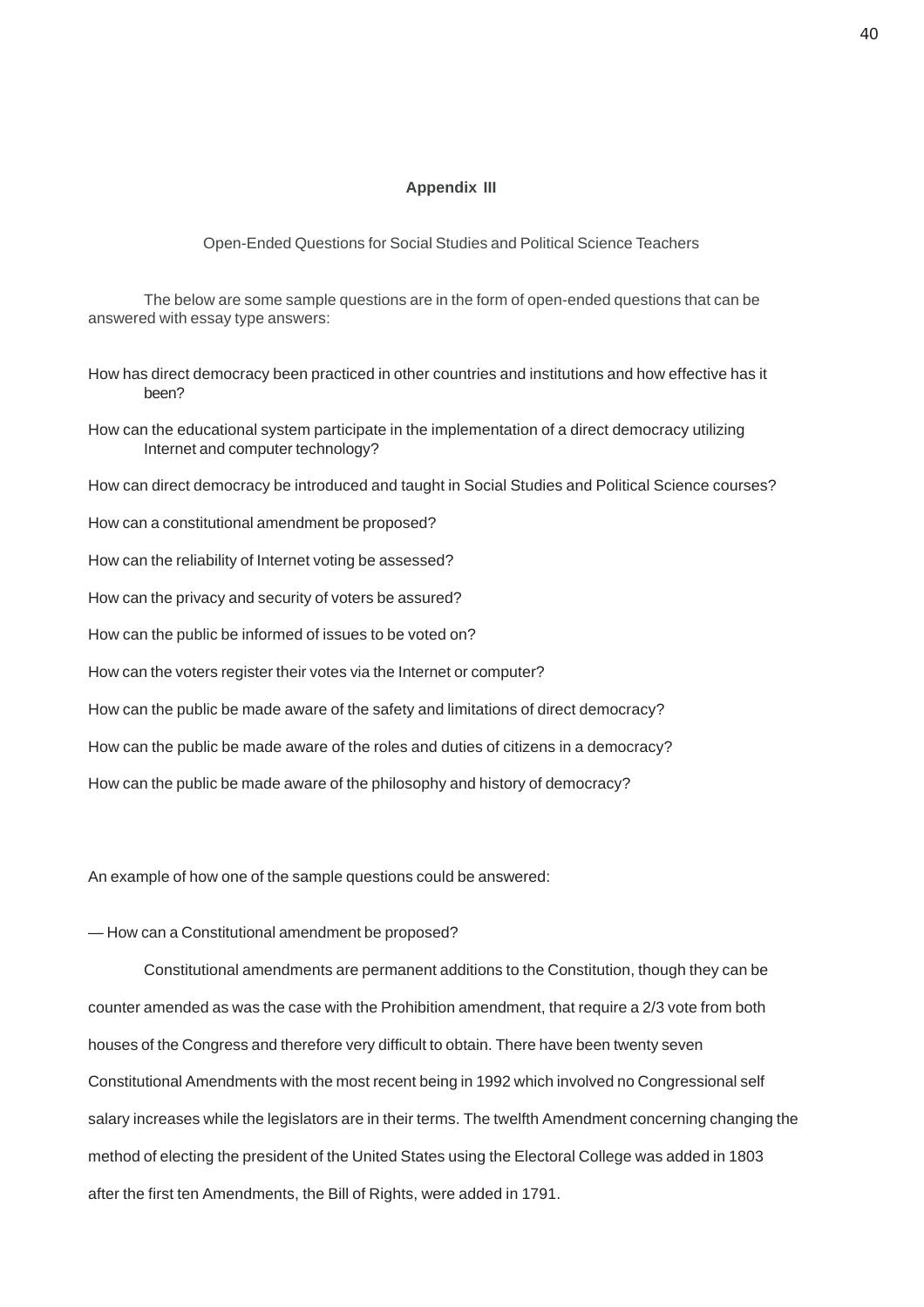## Appendix III

Open-Ended Questions for Social Studies and Political Science Teachers

The below are some sample questions are in the form of open-ended questions that can be answered with essay type answers:

How has direct democracy been practiced in other countries and institutions and how effective has it been?

How can the educational system participate in the implementation of a direct democracy utilizing Internet and computer technology?

How can direct democracy be introduced and taught in Social Studies and Political Science courses?

How can a constitutional amendment be proposed?

How can the reliability of Internet voting be assessed?

How can the privacy and security of voters be assured?

How can the public be informed of issues to be voted on?

How can the voters register their votes via the Internet or computer?

How can the public be made aware of the safety and limitations of direct democracy?

How can the public be made aware of the roles and duties of citizens in a democracy?

How can the public be made aware of the philosophy and history of democracy?

An example of how one of the sample questions could be answered:

— How can a Constitutional amendment be proposed?

Constitutional amendments are permanent additions to the Constitution, though they can be counter amended as was the case with the Prohibition amendment, that require a 2/3 vote from both houses of the Congress and therefore very difficult to obtain. There have been twenty seven Constitutional Amendments with the most recent being in 1992 which involved no Congressional self salary increases while the legislators are in their terms. The twelfth Amendment concerning changing the method of electing the president of the United States using the Electoral College was added in 1803 after the first ten Amendments, the Bill of Rights, were added in 1791.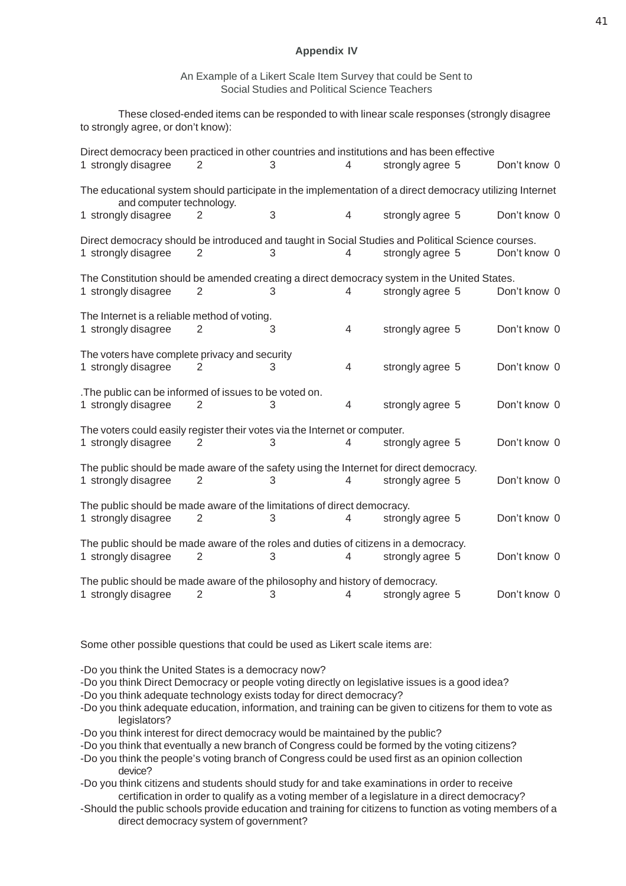**Appendix IV**

An Example of a Likert Scale Item Survey that could be Sent to
Social Studies and Political Science Teachers

These closed-ended items can be responded to with linear scale responses (strongly disagree to strongly agree, or don't know):

Direct democracy been practiced in other countries and institutions and has been effective
1 strongly disagree 2 3 4 strongly agree 5 Don't know 0

The educational system should participate in the implementation of a direct democracy utilizing Internet and computer technology.
1 strongly disagree 2 3 4 strongly agree 5 Don't know 0

Direct democracy should be introduced and taught in Social Studies and Political Science courses.
1 strongly disagree 2 3 4 strongly agree 5 Don't know 0

The Constitution should be amended creating a direct democracy system in the United States.
1 strongly disagree 2 3 4 strongly agree 5 Don't know 0

The Internet is a reliable method of voting.
1 strongly disagree 2 3 4 strongly agree 5 Don't know 0

The voters have complete privacy and security
1 strongly disagree 2 3 4 strongly agree 5 Don't know 0

.The public can be informed of issues to be voted on.
1 strongly disagree 2 3 4 strongly agree 5 Don't know 0

The voters could easily register their votes via the Internet or computer.
1 strongly disagree 2 3 4 strongly agree 5 Don't know 0

The public should be made aware of the safety using the Internet for direct democracy.
1 strongly disagree 2 3 4 strongly agree 5 Don't know 0

The public should be made aware of the limitations of direct democracy.
1 strongly disagree 2 3 4 strongly agree 5 Don't know 0

The public should be made aware of the roles and duties of citizens in a democracy.
1 strongly disagree 2 3 4 strongly agree 5 Don't know 0

The public should be made aware of the philosophy and history of democracy.
1 strongly disagree 2 3 4 strongly agree 5 Don't know 0

Some other possible questions that could be used as Likert scale items are:

-Do you think the United States is a democracy now?
-Do you think Direct Democracy or people voting directly on legislative issues is a good idea?
-Do you think adequate technology exists today for direct democracy?
-Do you think adequate education, information, and training can be given to citizens for them to vote as legislators?
-Do you think interest for direct democracy would be maintained by the public?
-Do you think that eventually a new branch of Congress could be formed by the voting citizens?
-Do you think the people's voting branch of Congress could be used first as an opinion collection device?
-Do you think citizens and students should study for and take examinations in order to receive certification in order to qualify as a voting member of a legislature in a direct democracy?
-Should the public schools provide education and training for citizens to function as voting members of a direct democracy system of government?